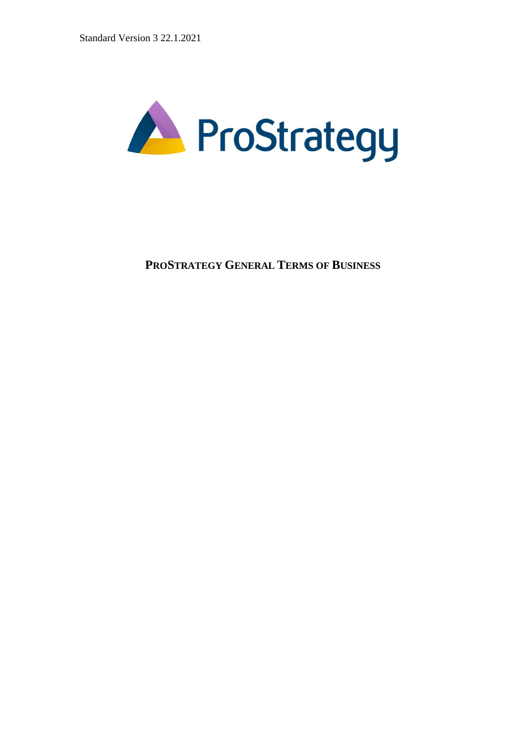Standard Version 3 22.1.2021

ProStrategy

# PROSTRATEGY GENERAL TERMS OF BUSINESS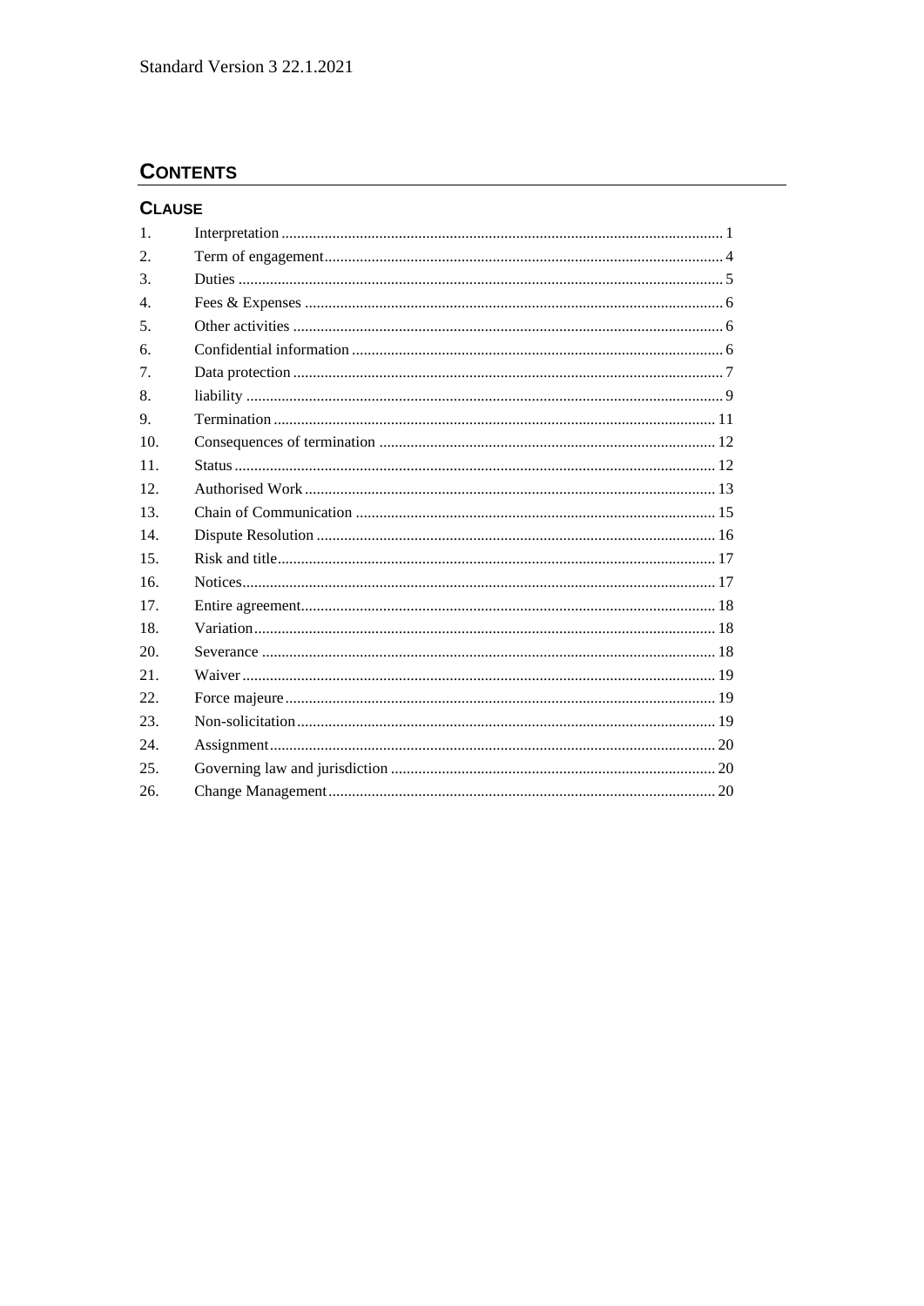Standard Version 3 22.1.2021

## CONTENTS

**CLAUSE**

| | | |
|---|---|---|
| 1. | Interpretation | 1 |
| 2. | Term of engagement | 4 |
| 3. | Duties | 5 |
| 4. | Fees & Expenses | 6 |
| 5. | Other activities | 6 |
| 6. | Confidential information | 6 |
| 7. | Data protection | 7 |
| 8. | liability | 9 |
| 9. | Termination | 11 |
| 10. | Consequences of termination | 12 |
| 11. | Status | 12 |
| 12. | Authorised Work | 13 |
| 13. | Chain of Communication | 15 |
| 14. | Dispute Resolution | 16 |
| 15. | Risk and title | 17 |
| 16. | Notices | 17 |
| 17. | Entire agreement | 18 |
| 18. | Variation | 18 |
| 20. | Severance | 18 |
| 21. | Waiver | 19 |
| 22. | Force majeure | 19 |
| 23. | Non-solicitation | 19 |
| 24. | Assignment | 20 |
| 25. | Governing law and jurisdiction | 20 |
| 26. | Change Management | 20 |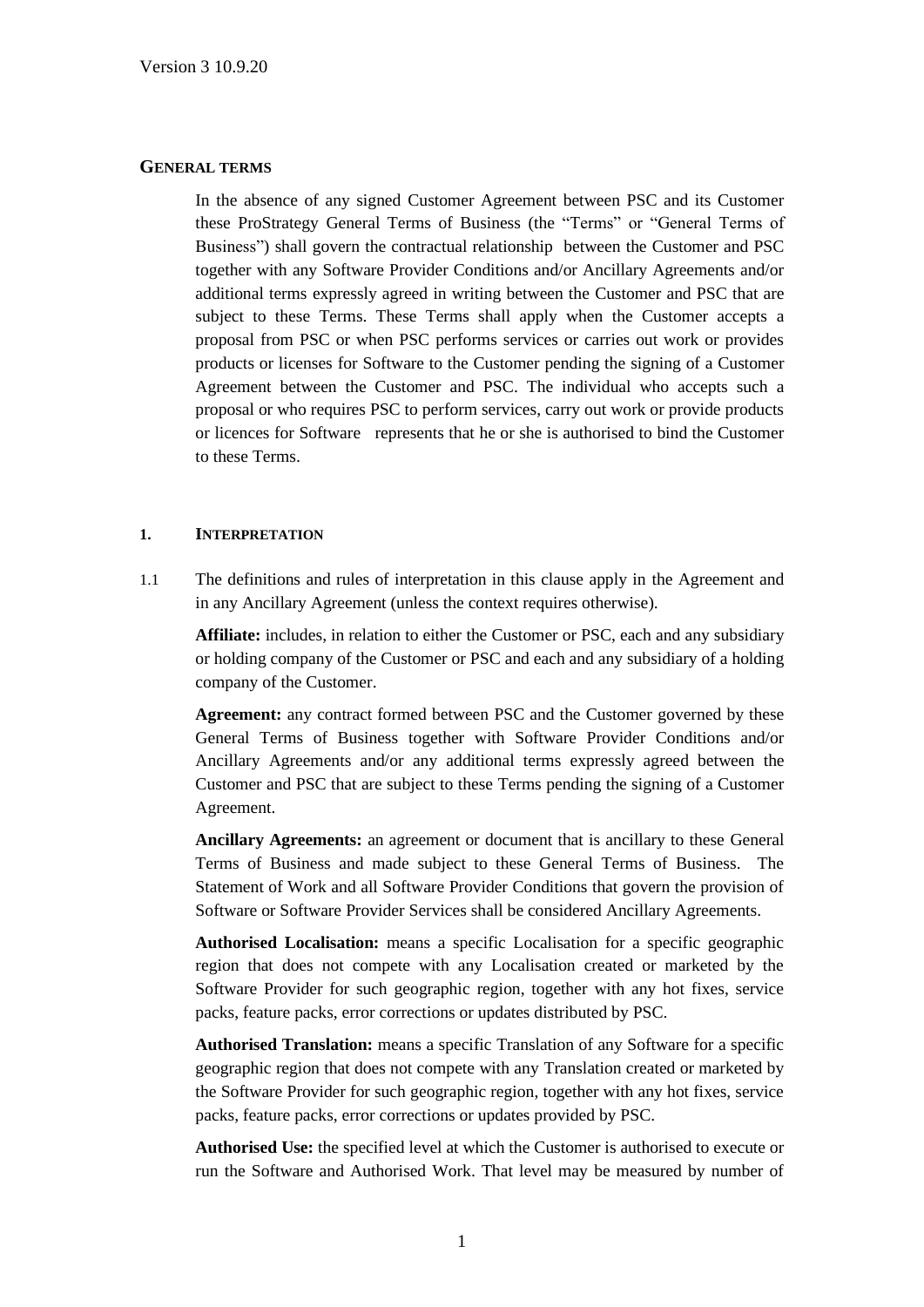## GENERAL TERMS

In the absence of any signed Customer Agreement between PSC and its Customer these ProStrategy General Terms of Business (the "Terms" or "General Terms of Business") shall govern the contractual relationship between the Customer and PSC together with any Software Provider Conditions and/or Ancillary Agreements and/or additional terms expressly agreed in writing between the Customer and PSC that are subject to these Terms. These Terms shall apply when the Customer accepts a proposal from PSC or when PSC performs services or carries out work or provides products or licenses for Software to the Customer pending the signing of a Customer Agreement between the Customer and PSC. The individual who accepts such a proposal or who requires PSC to perform services, carry out work or provide products or licences for Software represents that he or she is authorised to bind the Customer to these Terms.

### 1. INTERPRETATION

1.1 The definitions and rules of interpretation in this clause apply in the Agreement and in any Ancillary Agreement (unless the context requires otherwise).

**Affiliate:** includes, in relation to either the Customer or PSC, each and any subsidiary or holding company of the Customer or PSC and each and any subsidiary of a holding company of the Customer.

**Agreement:** any contract formed between PSC and the Customer governed by these General Terms of Business together with Software Provider Conditions and/or Ancillary Agreements and/or any additional terms expressly agreed between the Customer and PSC that are subject to these Terms pending the signing of a Customer Agreement.

**Ancillary Agreements:** an agreement or document that is ancillary to these General Terms of Business and made subject to these General Terms of Business. The Statement of Work and all Software Provider Conditions that govern the provision of Software or Software Provider Services shall be considered Ancillary Agreements.

**Authorised Localisation:** means a specific Localisation for a specific geographic region that does not compete with any Localisation created or marketed by the Software Provider for such geographic region, together with any hot fixes, service packs, feature packs, error corrections or updates distributed by PSC.

**Authorised Translation:** means a specific Translation of any Software for a specific geographic region that does not compete with any Translation created or marketed by the Software Provider for such geographic region, together with any hot fixes, service packs, feature packs, error corrections or updates provided by PSC.

**Authorised Use:** the specified level at which the Customer is authorised to execute or run the Software and Authorised Work. That level may be measured by number of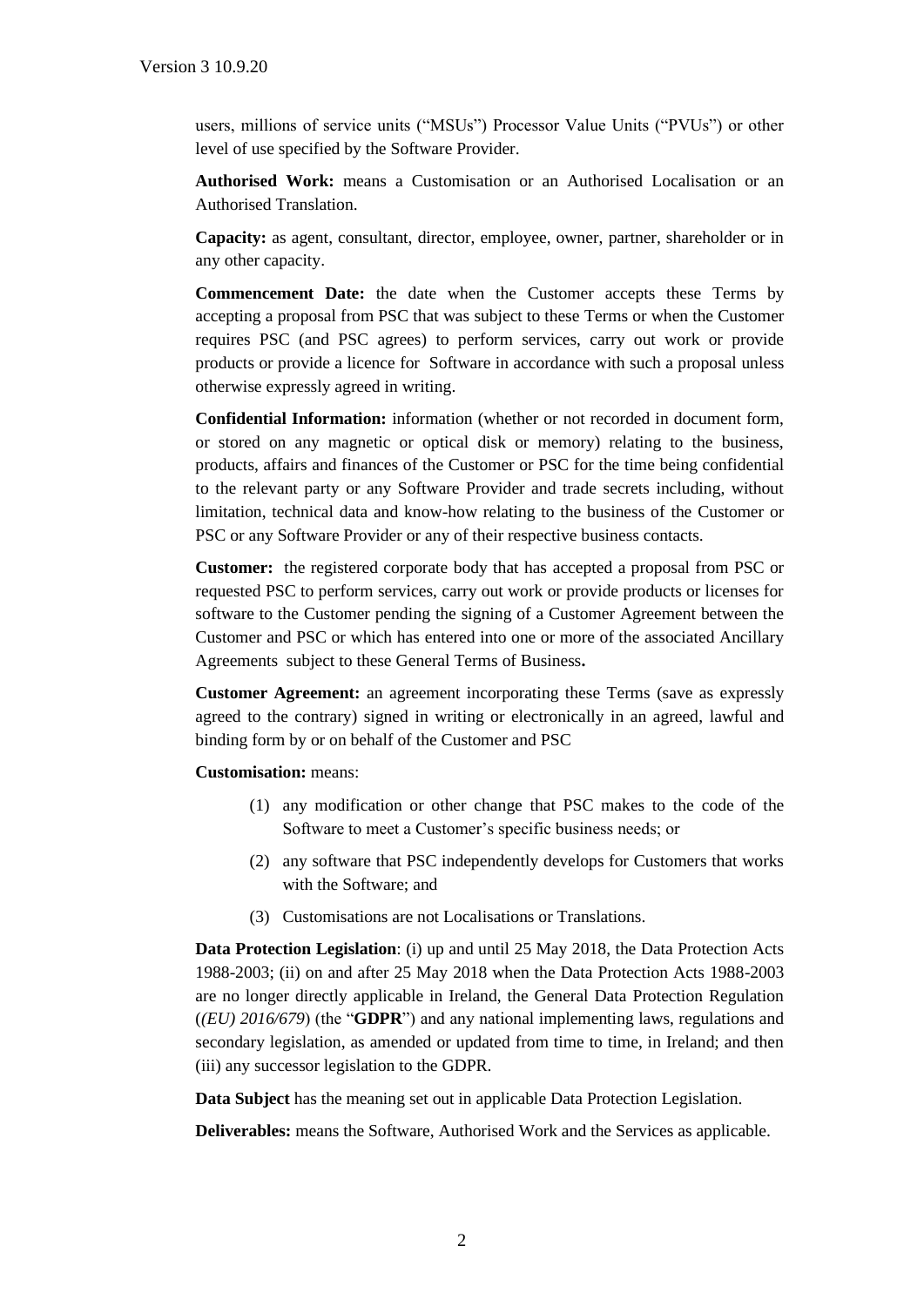users, millions of service units ("MSUs") Processor Value Units ("PVUs") or other level of use specified by the Software Provider.

**Authorised Work:** means a Customisation or an Authorised Localisation or an Authorised Translation.

**Capacity:** as agent, consultant, director, employee, owner, partner, shareholder or in any other capacity.

**Commencement Date:** the date when the Customer accepts these Terms by accepting a proposal from PSC that was subject to these Terms or when the Customer requires PSC (and PSC agrees) to perform services, carry out work or provide products or provide a licence for Software in accordance with such a proposal unless otherwise expressly agreed in writing.

**Confidential Information:** information (whether or not recorded in document form, or stored on any magnetic or optical disk or memory) relating to the business, products, affairs and finances of the Customer or PSC for the time being confidential to the relevant party or any Software Provider and trade secrets including, without limitation, technical data and know-how relating to the business of the Customer or PSC or any Software Provider or any of their respective business contacts.

**Customer:** the registered corporate body that has accepted a proposal from PSC or requested PSC to perform services, carry out work or provide products or licenses for software to the Customer pending the signing of a Customer Agreement between the Customer and PSC or which has entered into one or more of the associated Ancillary Agreements subject to these General Terms of Business**.**

**Customer Agreement:** an agreement incorporating these Terms (save as expressly agreed to the contrary) signed in writing or electronically in an agreed, lawful and binding form by or on behalf of the Customer and PSC

**Customisation:** means:

(1) any modification or other change that PSC makes to the code of the Software to meet a Customer's specific business needs; or

(2) any software that PSC independently develops for Customers that works with the Software; and

(3) Customisations are not Localisations or Translations.

**Data Protection Legislation**: (i) up and until 25 May 2018, the Data Protection Acts 1988-2003; (ii) on and after 25 May 2018 when the Data Protection Acts 1988-2003 are no longer directly applicable in Ireland, the General Data Protection Regulation (*(EU) 2016/679*) (the "**GDPR**") and any national implementing laws, regulations and secondary legislation, as amended or updated from time to time, in Ireland; and then (iii) any successor legislation to the GDPR.

**Data Subject** has the meaning set out in applicable Data Protection Legislation.

**Deliverables:** means the Software, Authorised Work and the Services as applicable.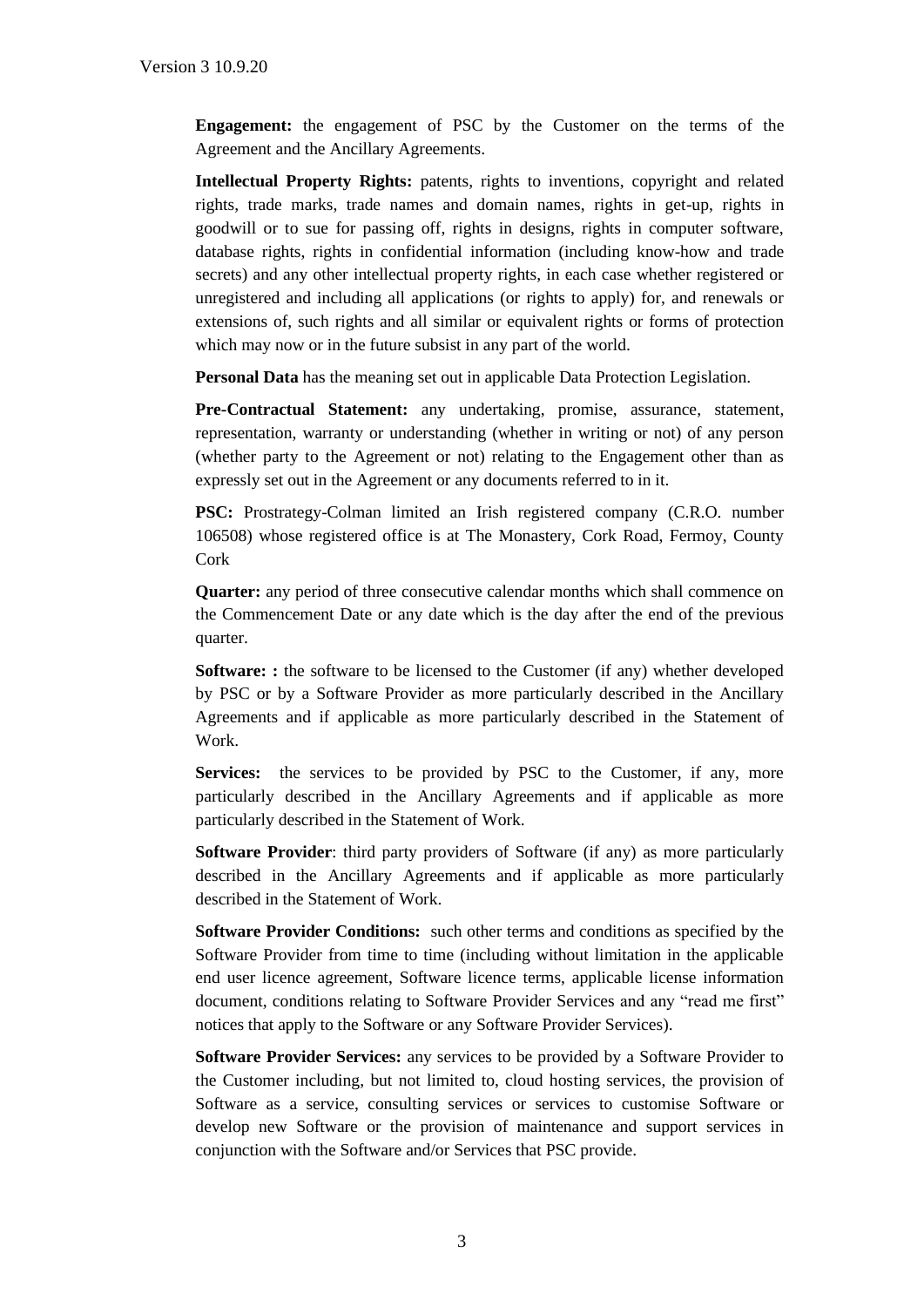**Engagement:** the engagement of PSC by the Customer on the terms of the Agreement and the Ancillary Agreements.

**Intellectual Property Rights:** patents, rights to inventions, copyright and related rights, trade marks, trade names and domain names, rights in get-up, rights in goodwill or to sue for passing off, rights in designs, rights in computer software, database rights, rights in confidential information (including know-how and trade secrets) and any other intellectual property rights, in each case whether registered or unregistered and including all applications (or rights to apply) for, and renewals or extensions of, such rights and all similar or equivalent rights or forms of protection which may now or in the future subsist in any part of the world.

**Personal Data** has the meaning set out in applicable Data Protection Legislation.

**Pre-Contractual Statement:** any undertaking, promise, assurance, statement, representation, warranty or understanding (whether in writing or not) of any person (whether party to the Agreement or not) relating to the Engagement other than as expressly set out in the Agreement or any documents referred to in it.

**PSC:** Prostrategy-Colman limited an Irish registered company (C.R.O. number 106508) whose registered office is at The Monastery, Cork Road, Fermoy, County Cork

**Quarter:** any period of three consecutive calendar months which shall commence on the Commencement Date or any date which is the day after the end of the previous quarter.

**Software: :** the software to be licensed to the Customer (if any) whether developed by PSC or by a Software Provider as more particularly described in the Ancillary Agreements and if applicable as more particularly described in the Statement of Work.

**Services:** the services to be provided by PSC to the Customer, if any, more particularly described in the Ancillary Agreements and if applicable as more particularly described in the Statement of Work.

**Software Provider**: third party providers of Software (if any) as more particularly described in the Ancillary Agreements and if applicable as more particularly described in the Statement of Work.

**Software Provider Conditions:** such other terms and conditions as specified by the Software Provider from time to time (including without limitation in the applicable end user licence agreement, Software licence terms, applicable license information document, conditions relating to Software Provider Services and any "read me first" notices that apply to the Software or any Software Provider Services).

**Software Provider Services:** any services to be provided by a Software Provider to the Customer including, but not limited to, cloud hosting services, the provision of Software as a service, consulting services or services to customise Software or develop new Software or the provision of maintenance and support services in conjunction with the Software and/or Services that PSC provide.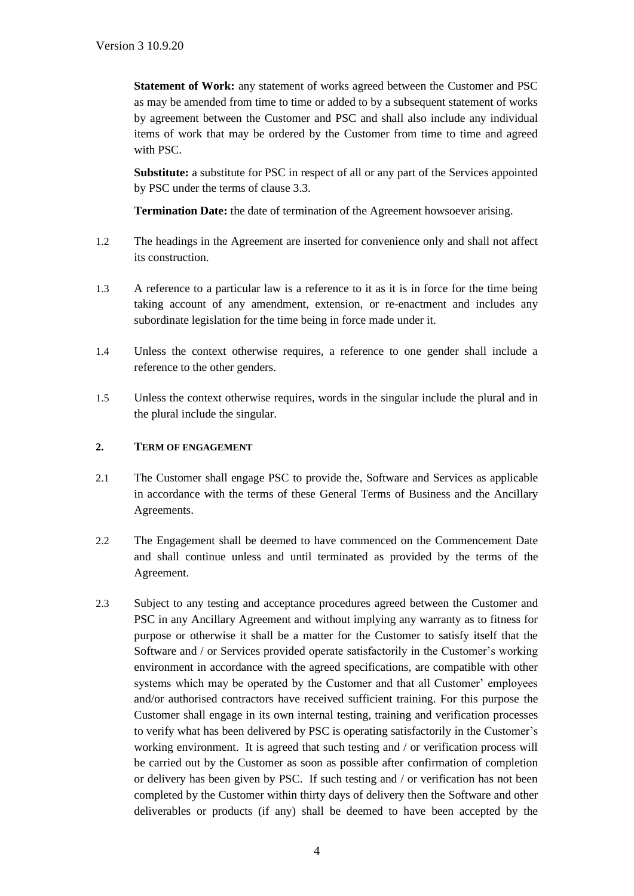**Statement of Work:** any statement of works agreed between the Customer and PSC as may be amended from time to time or added to by a subsequent statement of works by agreement between the Customer and PSC and shall also include any individual items of work that may be ordered by the Customer from time to time and agreed with PSC.

**Substitute:** a substitute for PSC in respect of all or any part of the Services appointed by PSC under the terms of clause 3.3.

**Termination Date:** the date of termination of the Agreement howsoever arising.

1.2 The headings in the Agreement are inserted for convenience only and shall not affect its construction.

1.3 A reference to a particular law is a reference to it as it is in force for the time being taking account of any amendment, extension, or re-enactment and includes any subordinate legislation for the time being in force made under it.

1.4 Unless the context otherwise requires, a reference to one gender shall include a reference to the other genders.

1.5 Unless the context otherwise requires, words in the singular include the plural and in the plural include the singular.

## 2. TERM OF ENGAGEMENT

2.1 The Customer shall engage PSC to provide the, Software and Services as applicable in accordance with the terms of these General Terms of Business and the Ancillary Agreements.

2.2 The Engagement shall be deemed to have commenced on the Commencement Date and shall continue unless and until terminated as provided by the terms of the Agreement.

2.3 Subject to any testing and acceptance procedures agreed between the Customer and PSC in any Ancillary Agreement and without implying any warranty as to fitness for purpose or otherwise it shall be a matter for the Customer to satisfy itself that the Software and / or Services provided operate satisfactorily in the Customer's working environment in accordance with the agreed specifications, are compatible with other systems which may be operated by the Customer and that all Customer' employees and/or authorised contractors have received sufficient training. For this purpose the Customer shall engage in its own internal testing, training and verification processes to verify what has been delivered by PSC is operating satisfactorily in the Customer's working environment. It is agreed that such testing and / or verification process will be carried out by the Customer as soon as possible after confirmation of completion or delivery has been given by PSC. If such testing and / or verification has not been completed by the Customer within thirty days of delivery then the Software and other deliverables or products (if any) shall be deemed to have been accepted by the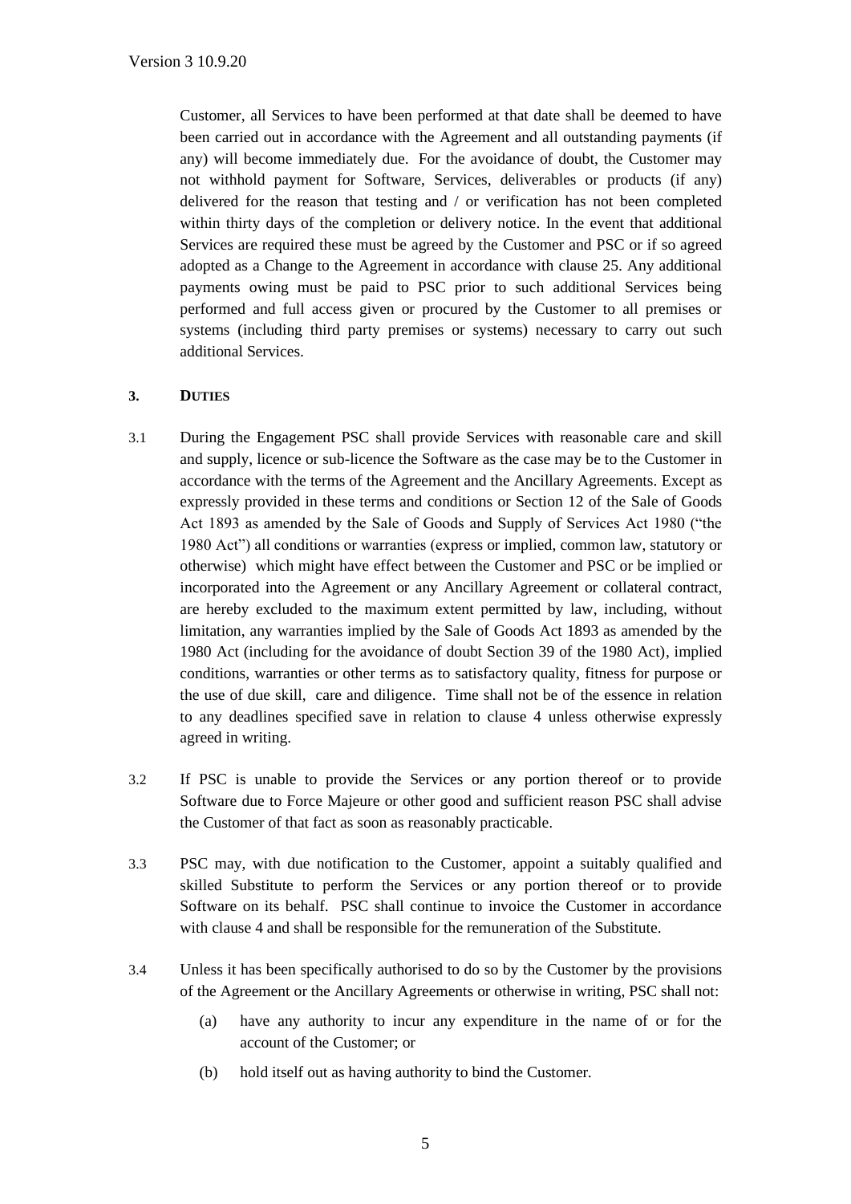Customer, all Services to have been performed at that date shall be deemed to have been carried out in accordance with the Agreement and all outstanding payments (if any) will become immediately due. For the avoidance of doubt, the Customer may not withhold payment for Software, Services, deliverables or products (if any) delivered for the reason that testing and / or verification has not been completed within thirty days of the completion or delivery notice. In the event that additional Services are required these must be agreed by the Customer and PSC or if so agreed adopted as a Change to the Agreement in accordance with clause 25. Any additional payments owing must be paid to PSC prior to such additional Services being performed and full access given or procured by the Customer to all premises or systems (including third party premises or systems) necessary to carry out such additional Services.

## 3. DUTIES

3.1 During the Engagement PSC shall provide Services with reasonable care and skill and supply, licence or sub-licence the Software as the case may be to the Customer in accordance with the terms of the Agreement and the Ancillary Agreements. Except as expressly provided in these terms and conditions or Section 12 of the Sale of Goods Act 1893 as amended by the Sale of Goods and Supply of Services Act 1980 ("the 1980 Act") all conditions or warranties (express or implied, common law, statutory or otherwise) which might have effect between the Customer and PSC or be implied or incorporated into the Agreement or any Ancillary Agreement or collateral contract, are hereby excluded to the maximum extent permitted by law, including, without limitation, any warranties implied by the Sale of Goods Act 1893 as amended by the 1980 Act (including for the avoidance of doubt Section 39 of the 1980 Act), implied conditions, warranties or other terms as to satisfactory quality, fitness for purpose or the use of due skill, care and diligence. Time shall not be of the essence in relation to any deadlines specified save in relation to clause 4 unless otherwise expressly agreed in writing.

3.2 If PSC is unable to provide the Services or any portion thereof or to provide Software due to Force Majeure or other good and sufficient reason PSC shall advise the Customer of that fact as soon as reasonably practicable.

3.3 PSC may, with due notification to the Customer, appoint a suitably qualified and skilled Substitute to perform the Services or any portion thereof or to provide Software on its behalf. PSC shall continue to invoice the Customer in accordance with clause 4 and shall be responsible for the remuneration of the Substitute.

3.4 Unless it has been specifically authorised to do so by the Customer by the provisions of the Agreement or the Ancillary Agreements or otherwise in writing, PSC shall not:

(a) have any authority to incur any expenditure in the name of or for the account of the Customer; or

(b) hold itself out as having authority to bind the Customer.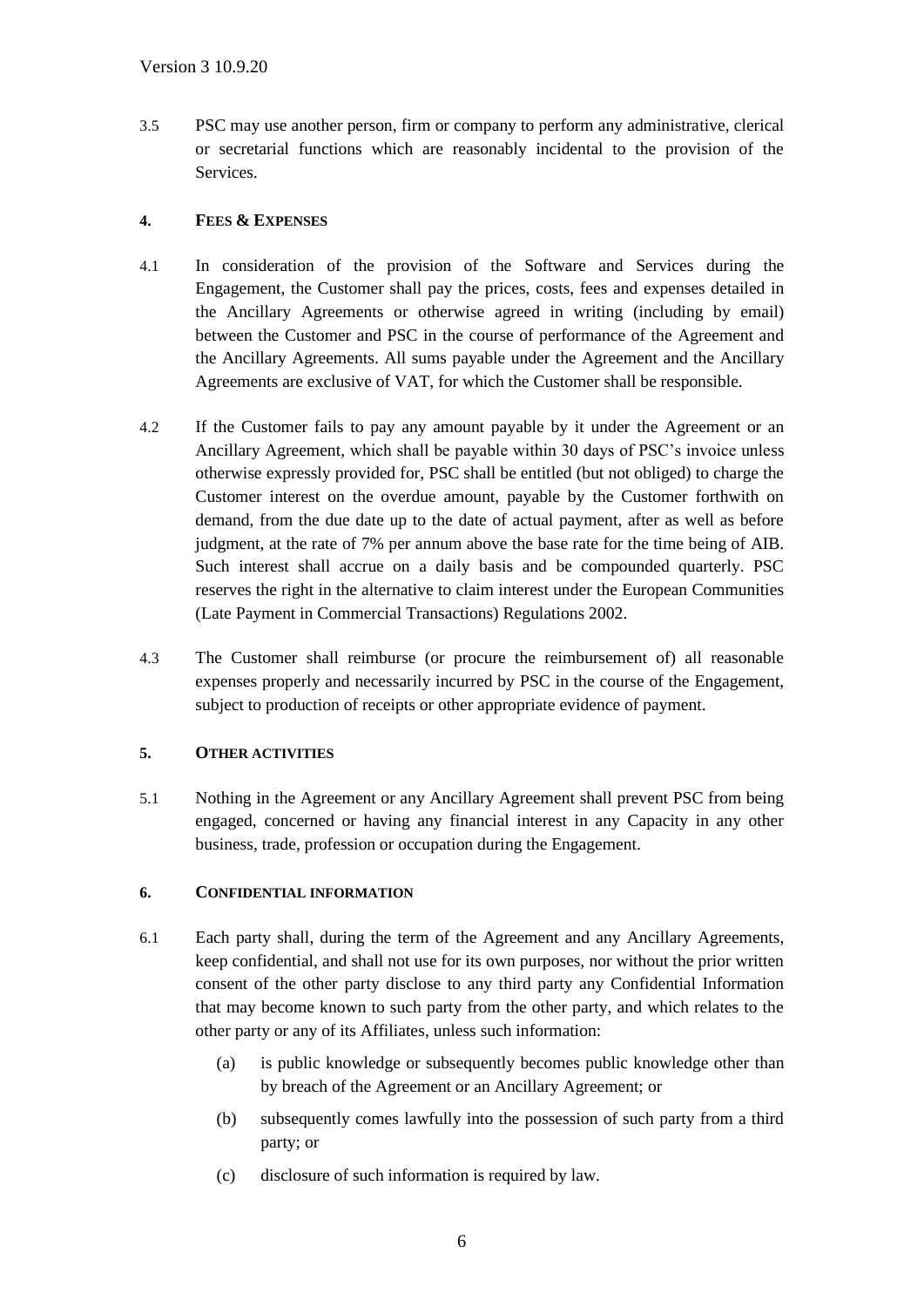3.5 PSC may use another person, firm or company to perform any administrative, clerical or secretarial functions which are reasonably incidental to the provision of the Services.

## 4. FEES & EXPENSES

4.1 In consideration of the provision of the Software and Services during the Engagement, the Customer shall pay the prices, costs, fees and expenses detailed in the Ancillary Agreements or otherwise agreed in writing (including by email) between the Customer and PSC in the course of performance of the Agreement and the Ancillary Agreements. All sums payable under the Agreement and the Ancillary Agreements are exclusive of VAT, for which the Customer shall be responsible.

4.2 If the Customer fails to pay any amount payable by it under the Agreement or an Ancillary Agreement, which shall be payable within 30 days of PSC's invoice unless otherwise expressly provided for, PSC shall be entitled (but not obliged) to charge the Customer interest on the overdue amount, payable by the Customer forthwith on demand, from the due date up to the date of actual payment, after as well as before judgment, at the rate of 7% per annum above the base rate for the time being of AIB. Such interest shall accrue on a daily basis and be compounded quarterly. PSC reserves the right in the alternative to claim interest under the European Communities (Late Payment in Commercial Transactions) Regulations 2002.

4.3 The Customer shall reimburse (or procure the reimbursement of) all reasonable expenses properly and necessarily incurred by PSC in the course of the Engagement, subject to production of receipts or other appropriate evidence of payment.

## 5. OTHER ACTIVITIES

5.1 Nothing in the Agreement or any Ancillary Agreement shall prevent PSC from being engaged, concerned or having any financial interest in any Capacity in any other business, trade, profession or occupation during the Engagement.

## 6. CONFIDENTIAL INFORMATION

6.1 Each party shall, during the term of the Agreement and any Ancillary Agreements, keep confidential, and shall not use for its own purposes, nor without the prior written consent of the other party disclose to any third party any Confidential Information that may become known to such party from the other party, and which relates to the other party or any of its Affiliates, unless such information:

(a) is public knowledge or subsequently becomes public knowledge other than by breach of the Agreement or an Ancillary Agreement; or

(b) subsequently comes lawfully into the possession of such party from a third party; or

(c) disclosure of such information is required by law.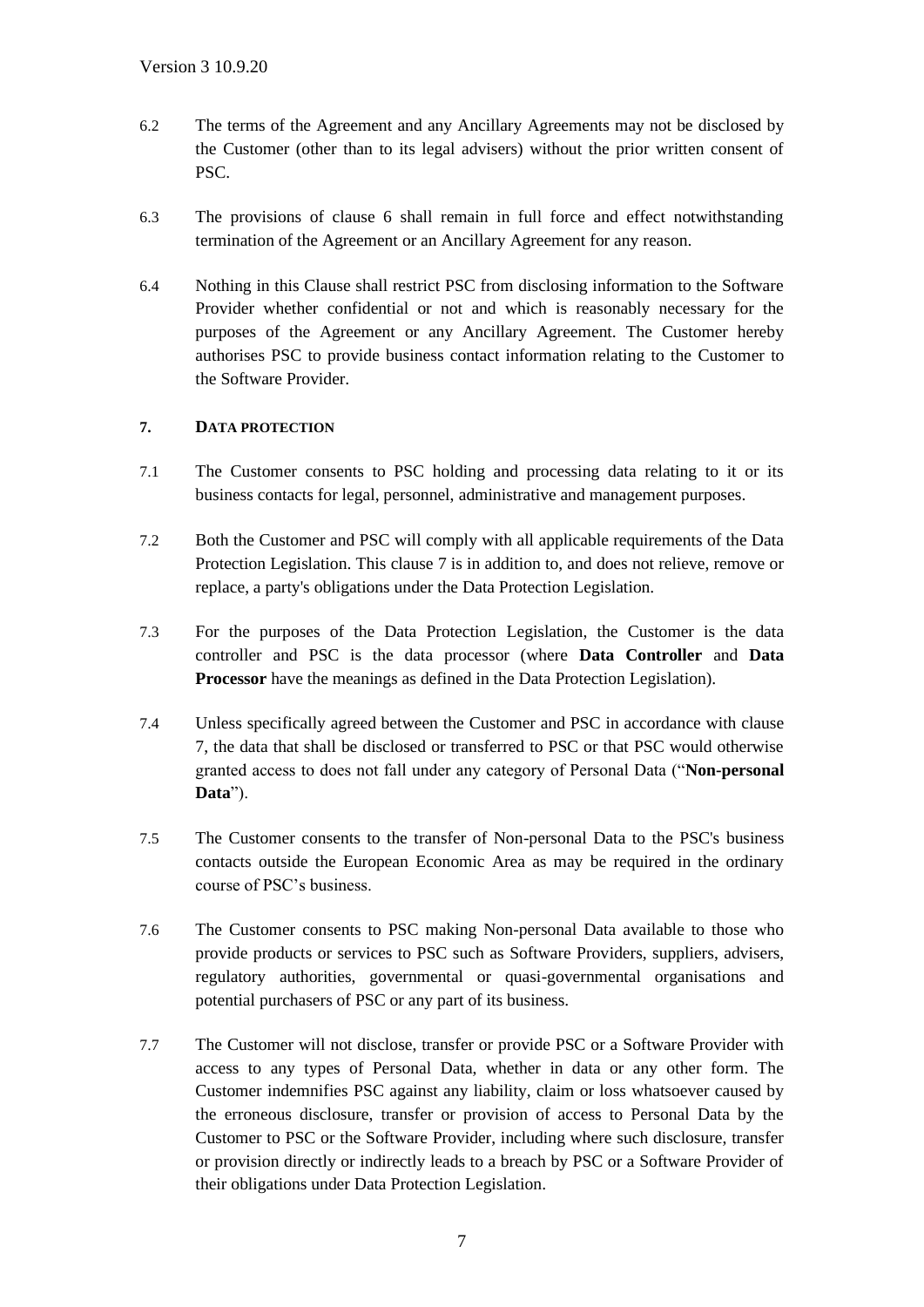6.2 The terms of the Agreement and any Ancillary Agreements may not be disclosed by the Customer (other than to its legal advisers) without the prior written consent of PSC.

6.3 The provisions of clause 6 shall remain in full force and effect notwithstanding termination of the Agreement or an Ancillary Agreement for any reason.

6.4 Nothing in this Clause shall restrict PSC from disclosing information to the Software Provider whether confidential or not and which is reasonably necessary for the purposes of the Agreement or any Ancillary Agreement. The Customer hereby authorises PSC to provide business contact information relating to the Customer to the Software Provider.

### 7. DATA PROTECTION

7.1 The Customer consents to PSC holding and processing data relating to it or its business contacts for legal, personnel, administrative and management purposes.

7.2 Both the Customer and PSC will comply with all applicable requirements of the Data Protection Legislation. This clause 7 is in addition to, and does not relieve, remove or replace, a party's obligations under the Data Protection Legislation.

7.3 For the purposes of the Data Protection Legislation, the Customer is the data controller and PSC is the data processor (where **Data Controller** and **Data Processor** have the meanings as defined in the Data Protection Legislation).

7.4 Unless specifically agreed between the Customer and PSC in accordance with clause 7, the data that shall be disclosed or transferred to PSC or that PSC would otherwise granted access to does not fall under any category of Personal Data ("**Non-personal Data**").

7.5 The Customer consents to the transfer of Non-personal Data to the PSC's business contacts outside the European Economic Area as may be required in the ordinary course of PSC's business.

7.6 The Customer consents to PSC making Non-personal Data available to those who provide products or services to PSC such as Software Providers, suppliers, advisers, regulatory authorities, governmental or quasi-governmental organisations and potential purchasers of PSC or any part of its business.

7.7 The Customer will not disclose, transfer or provide PSC or a Software Provider with access to any types of Personal Data, whether in data or any other form. The Customer indemnifies PSC against any liability, claim or loss whatsoever caused by the erroneous disclosure, transfer or provision of access to Personal Data by the Customer to PSC or the Software Provider, including where such disclosure, transfer or provision directly or indirectly leads to a breach by PSC or a Software Provider of their obligations under Data Protection Legislation.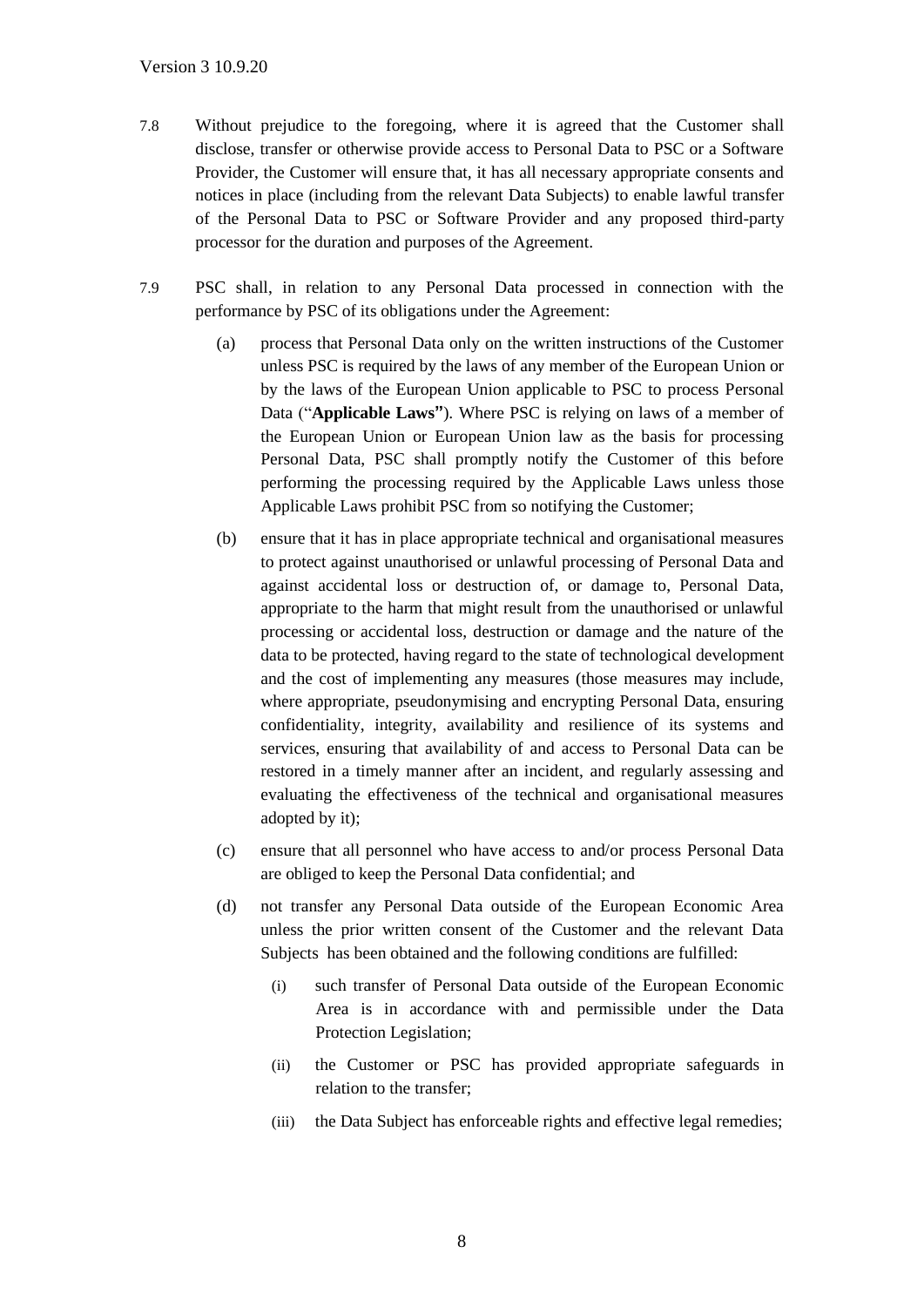7.8 Without prejudice to the foregoing, where it is agreed that the Customer shall disclose, transfer or otherwise provide access to Personal Data to PSC or a Software Provider, the Customer will ensure that, it has all necessary appropriate consents and notices in place (including from the relevant Data Subjects) to enable lawful transfer of the Personal Data to PSC or Software Provider and any proposed third-party processor for the duration and purposes of the Agreement.

7.9 PSC shall, in relation to any Personal Data processed in connection with the performance by PSC of its obligations under the Agreement:

(a) process that Personal Data only on the written instructions of the Customer unless PSC is required by the laws of any member of the European Union or by the laws of the European Union applicable to PSC to process Personal Data ("**Applicable Laws**"). Where PSC is relying on laws of a member of the European Union or European Union law as the basis for processing Personal Data, PSC shall promptly notify the Customer of this before performing the processing required by the Applicable Laws unless those Applicable Laws prohibit PSC from so notifying the Customer;

(b) ensure that it has in place appropriate technical and organisational measures to protect against unauthorised or unlawful processing of Personal Data and against accidental loss or destruction of, or damage to, Personal Data, appropriate to the harm that might result from the unauthorised or unlawful processing or accidental loss, destruction or damage and the nature of the data to be protected, having regard to the state of technological development and the cost of implementing any measures (those measures may include, where appropriate, pseudonymising and encrypting Personal Data, ensuring confidentiality, integrity, availability and resilience of its systems and services, ensuring that availability of and access to Personal Data can be restored in a timely manner after an incident, and regularly assessing and evaluating the effectiveness of the technical and organisational measures adopted by it);

(c) ensure that all personnel who have access to and/or process Personal Data are obliged to keep the Personal Data confidential; and

(d) not transfer any Personal Data outside of the European Economic Area unless the prior written consent of the Customer and the relevant Data Subjects has been obtained and the following conditions are fulfilled:

(i) such transfer of Personal Data outside of the European Economic Area is in accordance with and permissible under the Data Protection Legislation;

(ii) the Customer or PSC has provided appropriate safeguards in relation to the transfer;

(iii) the Data Subject has enforceable rights and effective legal remedies;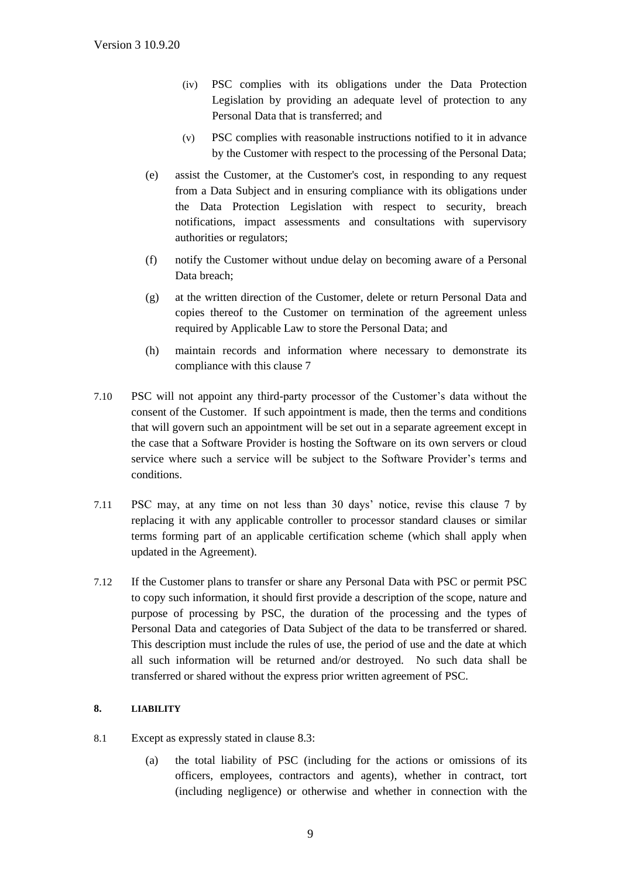(iv) PSC complies with its obligations under the Data Protection Legislation by providing an adequate level of protection to any Personal Data that is transferred; and

(v) PSC complies with reasonable instructions notified to it in advance by the Customer with respect to the processing of the Personal Data;

(e) assist the Customer, at the Customer's cost, in responding to any request from a Data Subject and in ensuring compliance with its obligations under the Data Protection Legislation with respect to security, breach notifications, impact assessments and consultations with supervisory authorities or regulators;

(f) notify the Customer without undue delay on becoming aware of a Personal Data breach;

(g) at the written direction of the Customer, delete or return Personal Data and copies thereof to the Customer on termination of the agreement unless required by Applicable Law to store the Personal Data; and

(h) maintain records and information where necessary to demonstrate its compliance with this clause 7

7.10 PSC will not appoint any third-party processor of the Customer's data without the consent of the Customer. If such appointment is made, then the terms and conditions that will govern such an appointment will be set out in a separate agreement except in the case that a Software Provider is hosting the Software on its own servers or cloud service where such a service will be subject to the Software Provider's terms and conditions.

7.11 PSC may, at any time on not less than 30 days' notice, revise this clause 7 by replacing it with any applicable controller to processor standard clauses or similar terms forming part of an applicable certification scheme (which shall apply when updated in the Agreement).

7.12 If the Customer plans to transfer or share any Personal Data with PSC or permit PSC to copy such information, it should first provide a description of the scope, nature and purpose of processing by PSC, the duration of the processing and the types of Personal Data and categories of Data Subject of the data to be transferred or shared. This description must include the rules of use, the period of use and the date at which all such information will be returned and/or destroyed. No such data shall be transferred or shared without the express prior written agreement of PSC.

## 8. LIABILITY

8.1 Except as expressly stated in clause 8.3:

(a) the total liability of PSC (including for the actions or omissions of its officers, employees, contractors and agents), whether in contract, tort (including negligence) or otherwise and whether in connection with the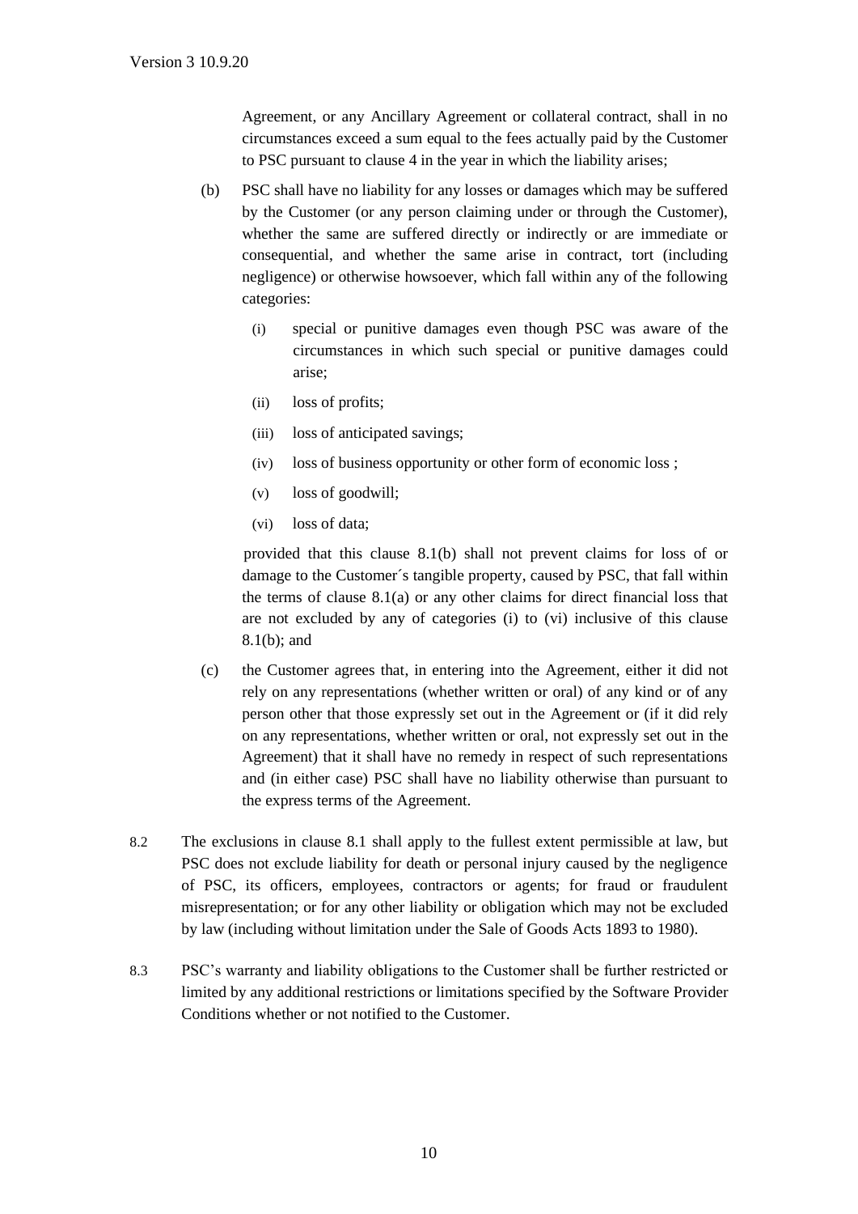Agreement, or any Ancillary Agreement or collateral contract, shall in no circumstances exceed a sum equal to the fees actually paid by the Customer to PSC pursuant to clause 4 in the year in which the liability arises;

(b) PSC shall have no liability for any losses or damages which may be suffered by the Customer (or any person claiming under or through the Customer), whether the same are suffered directly or indirectly or are immediate or consequential, and whether the same arise in contract, tort (including negligence) or otherwise howsoever, which fall within any of the following categories:

   (i) special or punitive damages even though PSC was aware of the circumstances in which such special or punitive damages could arise;

   (ii) loss of profits;

   (iii) loss of anticipated savings;

   (iv) loss of business opportunity or other form of economic loss ;

   (v) loss of goodwill;

   (vi) loss of data;

provided that this clause 8.1(b) shall not prevent claims for loss of or damage to the Customer´s tangible property, caused by PSC, that fall within the terms of clause 8.1(a) or any other claims for direct financial loss that are not excluded by any of categories (i) to (vi) inclusive of this clause 8.1(b); and

(c) the Customer agrees that, in entering into the Agreement, either it did not rely on any representations (whether written or oral) of any kind or of any person other that those expressly set out in the Agreement or (if it did rely on any representations, whether written or oral, not expressly set out in the Agreement) that it shall have no remedy in respect of such representations and (in either case) PSC shall have no liability otherwise than pursuant to the express terms of the Agreement.

8.2 The exclusions in clause 8.1 shall apply to the fullest extent permissible at law, but PSC does not exclude liability for death or personal injury caused by the negligence of PSC, its officers, employees, contractors or agents; for fraud or fraudulent misrepresentation; or for any other liability or obligation which may not be excluded by law (including without limitation under the Sale of Goods Acts 1893 to 1980).

8.3 PSC's warranty and liability obligations to the Customer shall be further restricted or limited by any additional restrictions or limitations specified by the Software Provider Conditions whether or not notified to the Customer.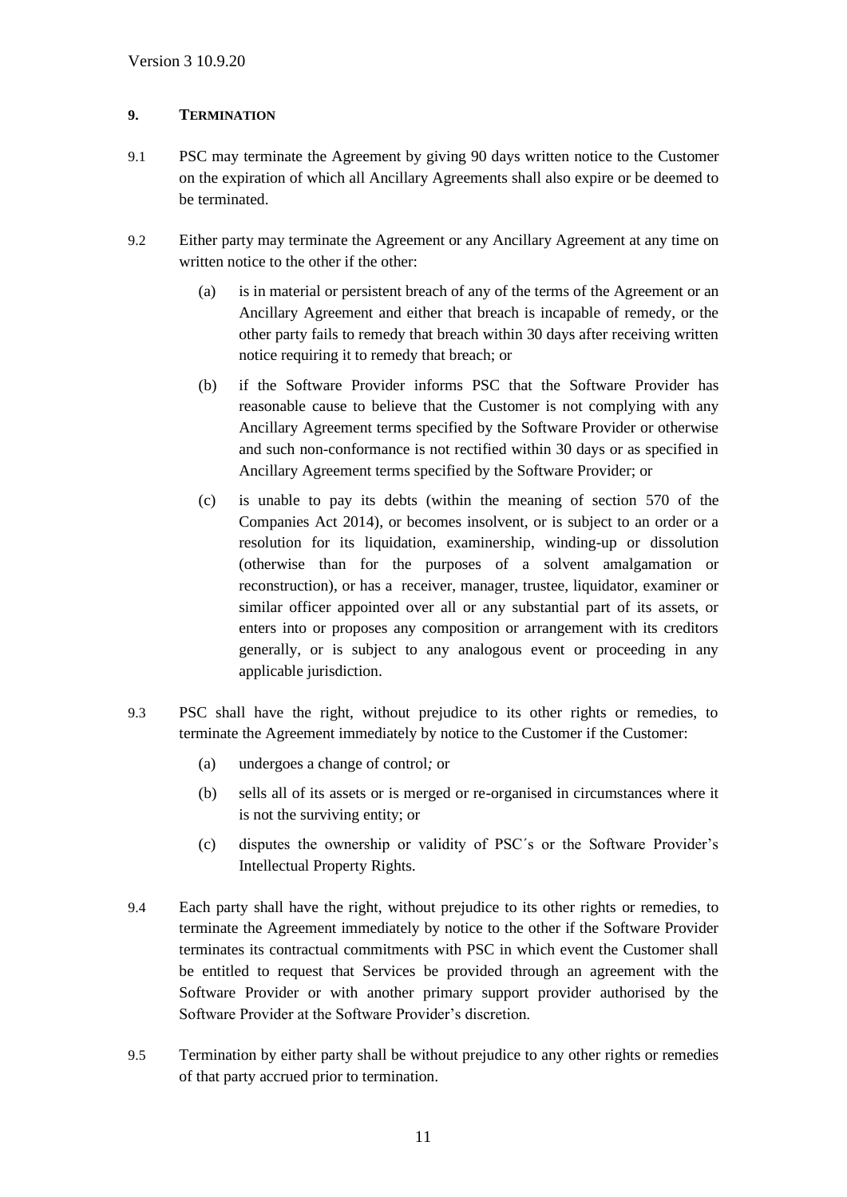## 9. TERMINATION

9.1 PSC may terminate the Agreement by giving 90 days written notice to the Customer on the expiration of which all Ancillary Agreements shall also expire or be deemed to be terminated.

9.2 Either party may terminate the Agreement or any Ancillary Agreement at any time on written notice to the other if the other:

(a) is in material or persistent breach of any of the terms of the Agreement or an Ancillary Agreement and either that breach is incapable of remedy, or the other party fails to remedy that breach within 30 days after receiving written notice requiring it to remedy that breach; or

(b) if the Software Provider informs PSC that the Software Provider has reasonable cause to believe that the Customer is not complying with any Ancillary Agreement terms specified by the Software Provider or otherwise and such non-conformance is not rectified within 30 days or as specified in Ancillary Agreement terms specified by the Software Provider; or

(c) is unable to pay its debts (within the meaning of section 570 of the Companies Act 2014), or becomes insolvent, or is subject to an order or a resolution for its liquidation, examinership, winding-up or dissolution (otherwise than for the purposes of a solvent amalgamation or reconstruction), or has a receiver, manager, trustee, liquidator, examiner or similar officer appointed over all or any substantial part of its assets, or enters into or proposes any composition or arrangement with its creditors generally, or is subject to any analogous event or proceeding in any applicable jurisdiction.

9.3 PSC shall have the right, without prejudice to its other rights or remedies, to terminate the Agreement immediately by notice to the Customer if the Customer:

(a) undergoes a change of control*;* or

(b) sells all of its assets or is merged or re-organised in circumstances where it is not the surviving entity; or

(c) disputes the ownership or validity of PSC´s or the Software Provider's Intellectual Property Rights.

9.4 Each party shall have the right, without prejudice to its other rights or remedies, to terminate the Agreement immediately by notice to the other if the Software Provider terminates its contractual commitments with PSC in which event the Customer shall be entitled to request that Services be provided through an agreement with the Software Provider or with another primary support provider authorised by the Software Provider at the Software Provider's discretion.

9.5 Termination by either party shall be without prejudice to any other rights or remedies of that party accrued prior to termination.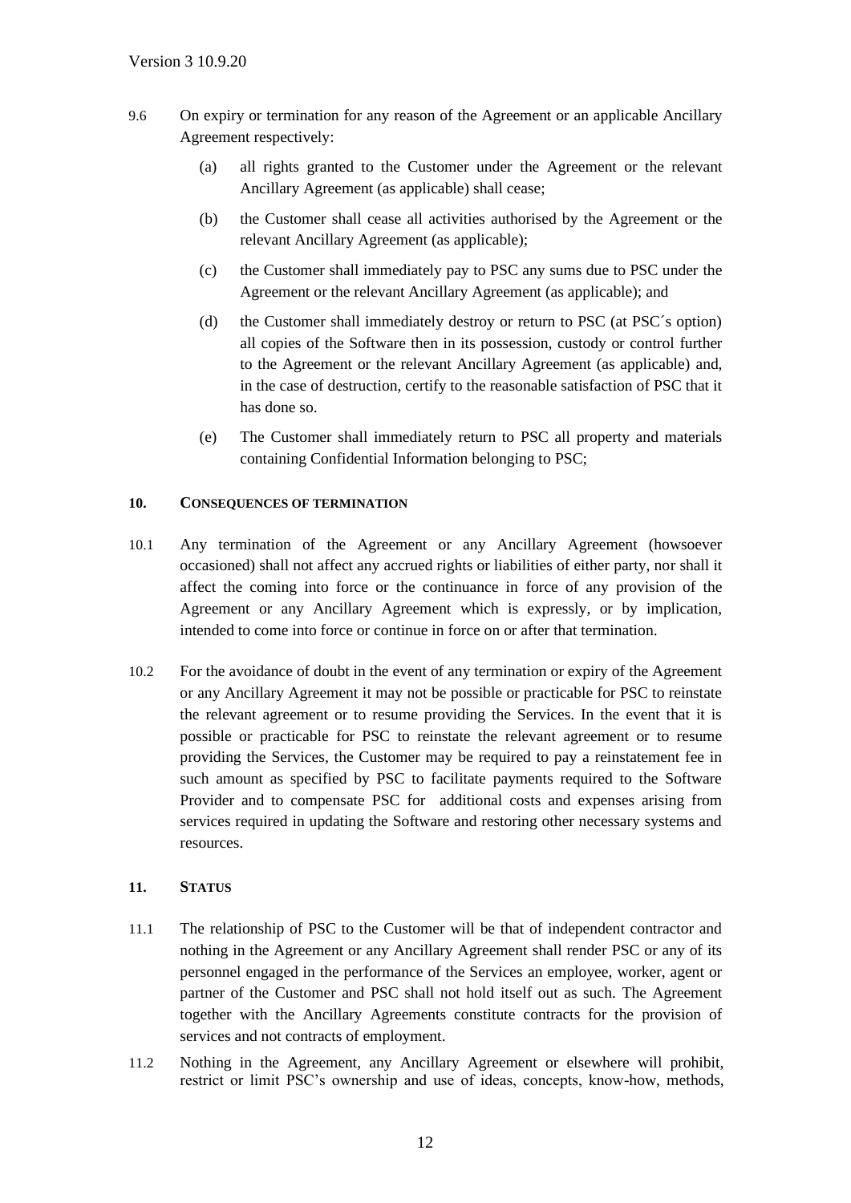9.6 On expiry or termination for any reason of the Agreement or an applicable Ancillary Agreement respectively:

(a) all rights granted to the Customer under the Agreement or the relevant Ancillary Agreement (as applicable) shall cease;

(b) the Customer shall cease all activities authorised by the Agreement or the relevant Ancillary Agreement (as applicable);

(c) the Customer shall immediately pay to PSC any sums due to PSC under the Agreement or the relevant Ancillary Agreement (as applicable); and

(d) the Customer shall immediately destroy or return to PSC (at PSC´s option) all copies of the Software then in its possession, custody or control further to the Agreement or the relevant Ancillary Agreement (as applicable) and, in the case of destruction, certify to the reasonable satisfaction of PSC that it has done so.

(e) The Customer shall immediately return to PSC all property and materials containing Confidential Information belonging to PSC;

## 10. CONSEQUENCES OF TERMINATION

10.1 Any termination of the Agreement or any Ancillary Agreement (howsoever occasioned) shall not affect any accrued rights or liabilities of either party, nor shall it affect the coming into force or the continuance in force of any provision of the Agreement or any Ancillary Agreement which is expressly, or by implication, intended to come into force or continue in force on or after that termination.

10.2 For the avoidance of doubt in the event of any termination or expiry of the Agreement or any Ancillary Agreement it may not be possible or practicable for PSC to reinstate the relevant agreement or to resume providing the Services. In the event that it is possible or practicable for PSC to reinstate the relevant agreement or to resume providing the Services, the Customer may be required to pay a reinstatement fee in such amount as specified by PSC to facilitate payments required to the Software Provider and to compensate PSC for additional costs and expenses arising from services required in updating the Software and restoring other necessary systems and resources.

## 11. STATUS

11.1 The relationship of PSC to the Customer will be that of independent contractor and nothing in the Agreement or any Ancillary Agreement shall render PSC or any of its personnel engaged in the performance of the Services an employee, worker, agent or partner of the Customer and PSC shall not hold itself out as such. The Agreement together with the Ancillary Agreements constitute contracts for the provision of services and not contracts of employment.

11.2 Nothing in the Agreement, any Ancillary Agreement or elsewhere will prohibit, restrict or limit PSC's ownership and use of ideas, concepts, know-how, methods,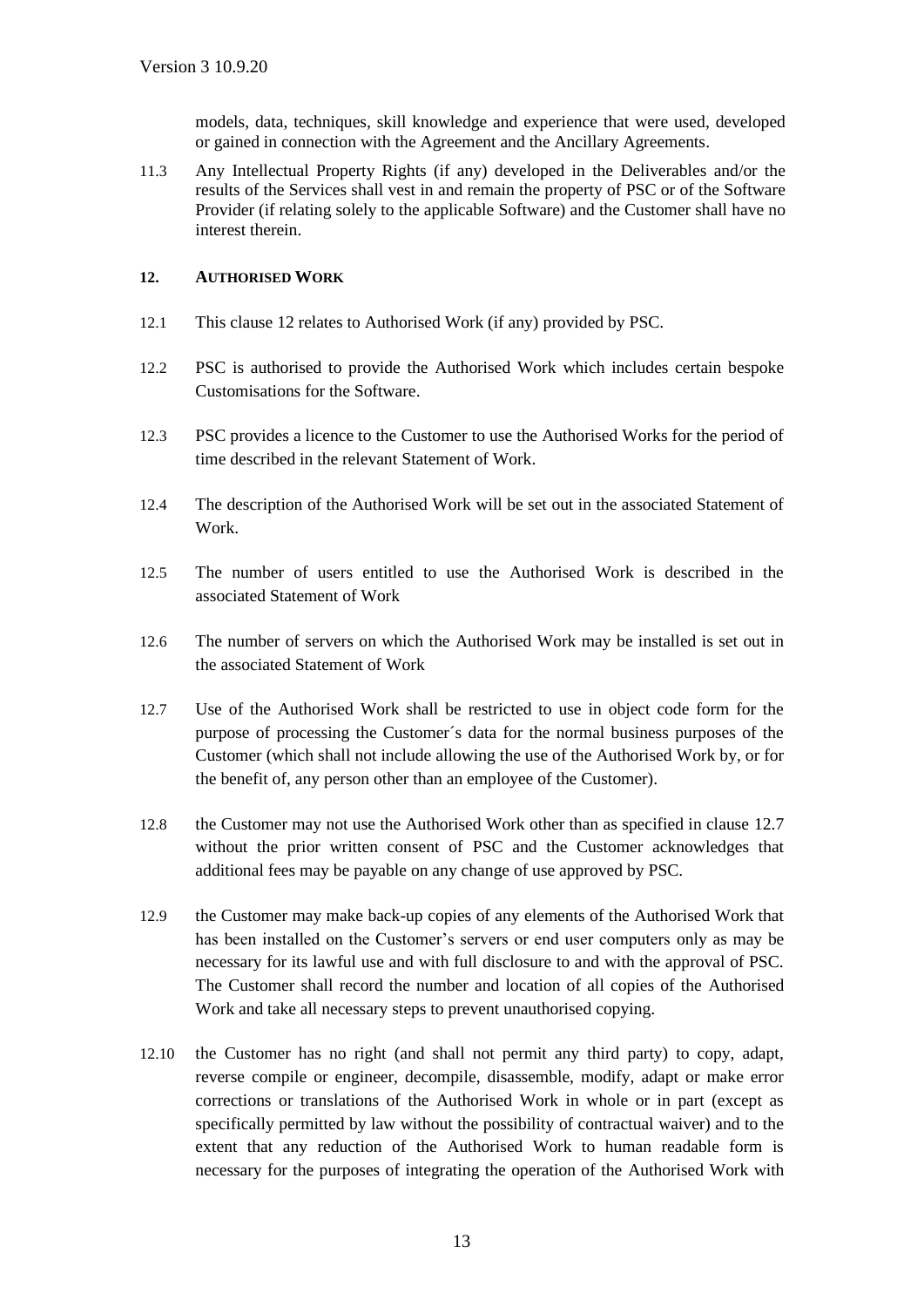models, data, techniques, skill knowledge and experience that were used, developed or gained in connection with the Agreement and the Ancillary Agreements.

11.3 Any Intellectual Property Rights (if any) developed in the Deliverables and/or the results of the Services shall vest in and remain the property of PSC or of the Software Provider (if relating solely to the applicable Software) and the Customer shall have no interest therein.

## 12. AUTHORISED WORK

12.1 This clause 12 relates to Authorised Work (if any) provided by PSC.

12.2 PSC is authorised to provide the Authorised Work which includes certain bespoke Customisations for the Software.

12.3 PSC provides a licence to the Customer to use the Authorised Works for the period of time described in the relevant Statement of Work.

12.4 The description of the Authorised Work will be set out in the associated Statement of Work.

12.5 The number of users entitled to use the Authorised Work is described in the associated Statement of Work

12.6 The number of servers on which the Authorised Work may be installed is set out in the associated Statement of Work

12.7 Use of the Authorised Work shall be restricted to use in object code form for the purpose of processing the Customer´s data for the normal business purposes of the Customer (which shall not include allowing the use of the Authorised Work by, or for the benefit of, any person other than an employee of the Customer).

12.8 the Customer may not use the Authorised Work other than as specified in clause 12.7 without the prior written consent of PSC and the Customer acknowledges that additional fees may be payable on any change of use approved by PSC.

12.9 the Customer may make back-up copies of any elements of the Authorised Work that has been installed on the Customer's servers or end user computers only as may be necessary for its lawful use and with full disclosure to and with the approval of PSC. The Customer shall record the number and location of all copies of the Authorised Work and take all necessary steps to prevent unauthorised copying.

12.10 the Customer has no right (and shall not permit any third party) to copy, adapt, reverse compile or engineer, decompile, disassemble, modify, adapt or make error corrections or translations of the Authorised Work in whole or in part (except as specifically permitted by law without the possibility of contractual waiver) and to the extent that any reduction of the Authorised Work to human readable form is necessary for the purposes of integrating the operation of the Authorised Work with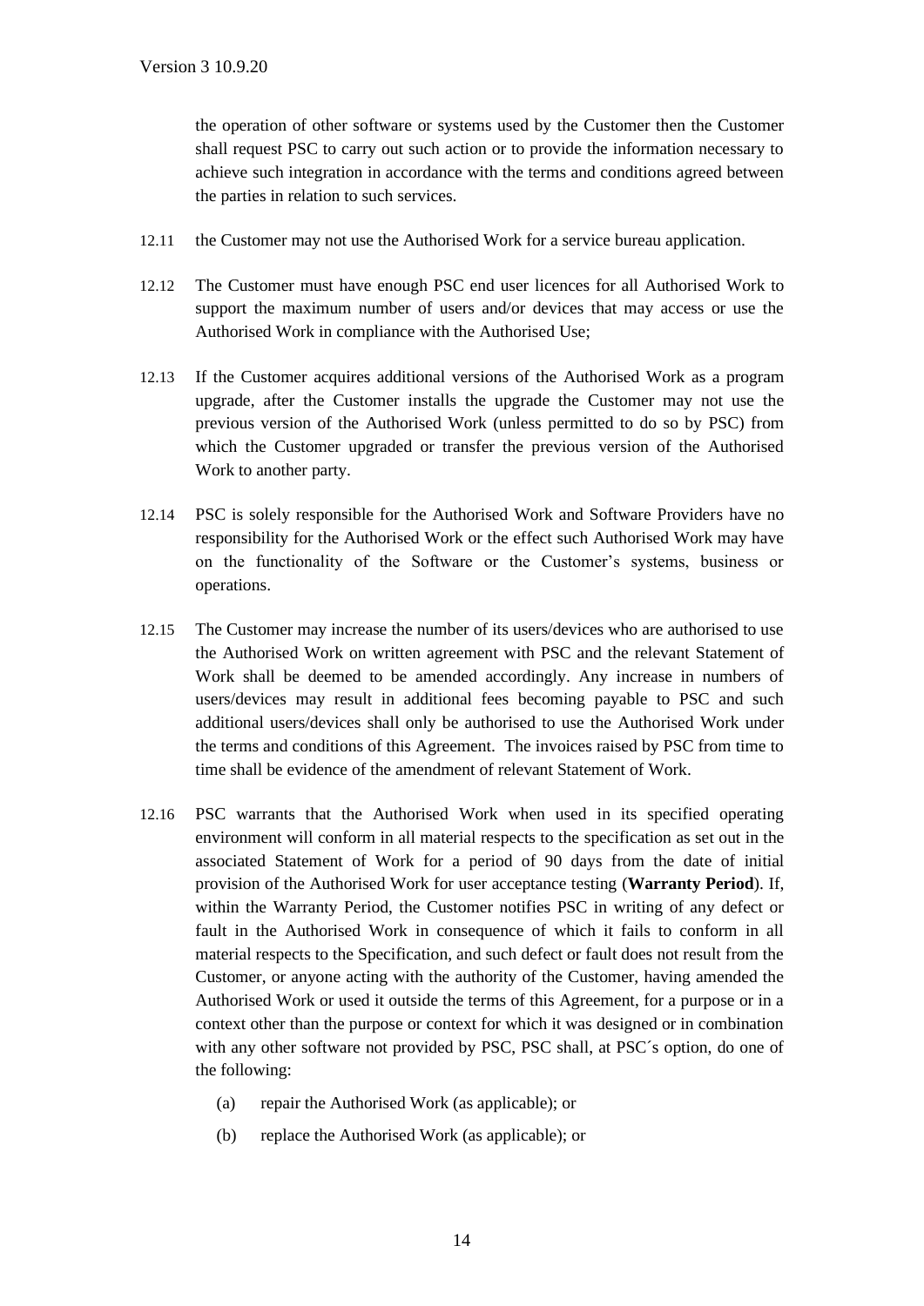the operation of other software or systems used by the Customer then the Customer shall request PSC to carry out such action or to provide the information necessary to achieve such integration in accordance with the terms and conditions agreed between the parties in relation to such services.

12.11 the Customer may not use the Authorised Work for a service bureau application.

12.12 The Customer must have enough PSC end user licences for all Authorised Work to support the maximum number of users and/or devices that may access or use the Authorised Work in compliance with the Authorised Use;

12.13 If the Customer acquires additional versions of the Authorised Work as a program upgrade, after the Customer installs the upgrade the Customer may not use the previous version of the Authorised Work (unless permitted to do so by PSC) from which the Customer upgraded or transfer the previous version of the Authorised Work to another party.

12.14 PSC is solely responsible for the Authorised Work and Software Providers have no responsibility for the Authorised Work or the effect such Authorised Work may have on the functionality of the Software or the Customer's systems, business or operations.

12.15 The Customer may increase the number of its users/devices who are authorised to use the Authorised Work on written agreement with PSC and the relevant Statement of Work shall be deemed to be amended accordingly. Any increase in numbers of users/devices may result in additional fees becoming payable to PSC and such additional users/devices shall only be authorised to use the Authorised Work under the terms and conditions of this Agreement. The invoices raised by PSC from time to time shall be evidence of the amendment of relevant Statement of Work.

12.16 PSC warrants that the Authorised Work when used in its specified operating environment will conform in all material respects to the specification as set out in the associated Statement of Work for a period of 90 days from the date of initial provision of the Authorised Work for user acceptance testing (**Warranty Period**). If, within the Warranty Period, the Customer notifies PSC in writing of any defect or fault in the Authorised Work in consequence of which it fails to conform in all material respects to the Specification, and such defect or fault does not result from the Customer, or anyone acting with the authority of the Customer, having amended the Authorised Work or used it outside the terms of this Agreement, for a purpose or in a context other than the purpose or context for which it was designed or in combination with any other software not provided by PSC, PSC shall, at PSC´s option, do one of the following:

(a) repair the Authorised Work (as applicable); or

(b) replace the Authorised Work (as applicable); or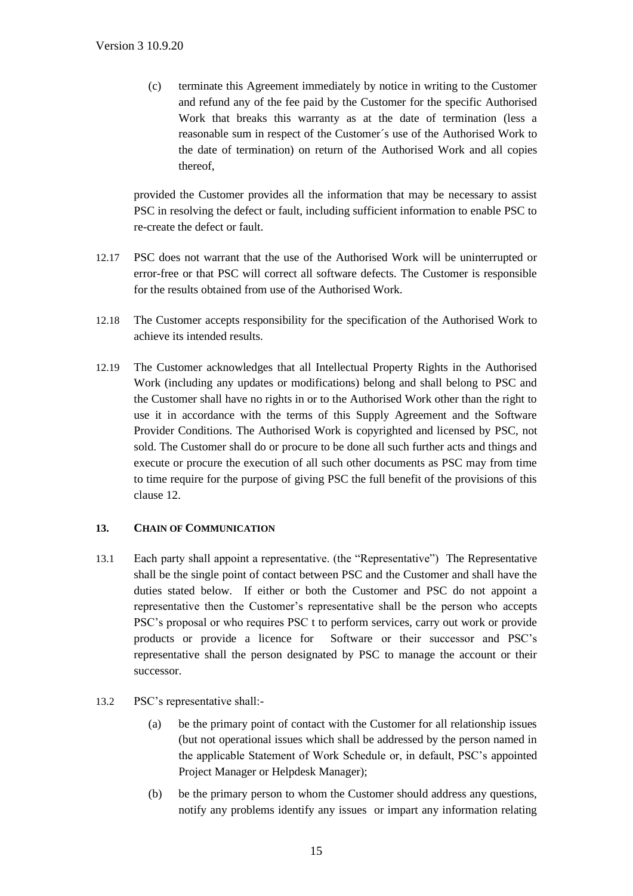(c) terminate this Agreement immediately by notice in writing to the Customer and refund any of the fee paid by the Customer for the specific Authorised Work that breaks this warranty as at the date of termination (less a reasonable sum in respect of the Customer´s use of the Authorised Work to the date of termination) on return of the Authorised Work and all copies thereof,

provided the Customer provides all the information that may be necessary to assist PSC in resolving the defect or fault, including sufficient information to enable PSC to re-create the defect or fault.

12.17 PSC does not warrant that the use of the Authorised Work will be uninterrupted or error-free or that PSC will correct all software defects. The Customer is responsible for the results obtained from use of the Authorised Work.

12.18 The Customer accepts responsibility for the specification of the Authorised Work to achieve its intended results.

12.19 The Customer acknowledges that all Intellectual Property Rights in the Authorised Work (including any updates or modifications) belong and shall belong to PSC and the Customer shall have no rights in or to the Authorised Work other than the right to use it in accordance with the terms of this Supply Agreement and the Software Provider Conditions. The Authorised Work is copyrighted and licensed by PSC, not sold. The Customer shall do or procure to be done all such further acts and things and execute or procure the execution of all such other documents as PSC may from time to time require for the purpose of giving PSC the full benefit of the provisions of this clause 12.

## 13. CHAIN OF COMMUNICATION

13.1 Each party shall appoint a representative. (the "Representative") The Representative shall be the single point of contact between PSC and the Customer and shall have the duties stated below. If either or both the Customer and PSC do not appoint a representative then the Customer's representative shall be the person who accepts PSC's proposal or who requires PSC t to perform services, carry out work or provide products or provide a licence for Software or their successor and PSC's representative shall the person designated by PSC to manage the account or their successor.

13.2 PSC's representative shall:-

(a) be the primary point of contact with the Customer for all relationship issues (but not operational issues which shall be addressed by the person named in the applicable Statement of Work Schedule or, in default, PSC's appointed Project Manager or Helpdesk Manager);

(b) be the primary person to whom the Customer should address any questions, notify any problems identify any issues or impart any information relating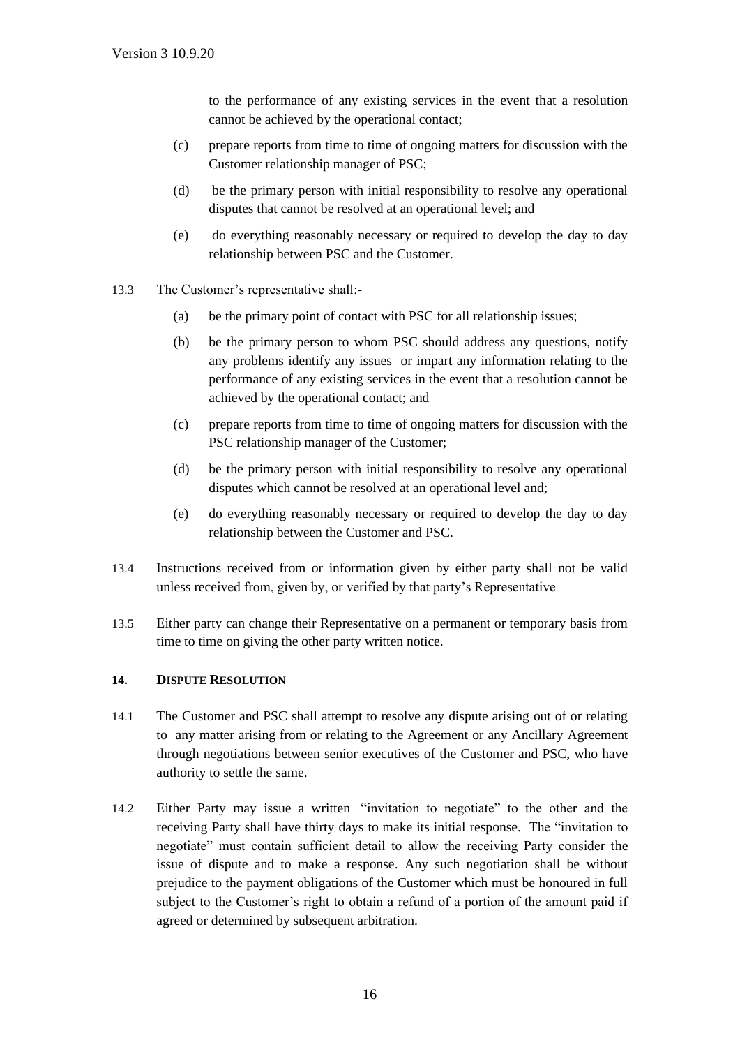to the performance of any existing services in the event that a resolution cannot be achieved by the operational contact;

(c) prepare reports from time to time of ongoing matters for discussion with the Customer relationship manager of PSC;

(d) be the primary person with initial responsibility to resolve any operational disputes that cannot be resolved at an operational level; and

(e) do everything reasonably necessary or required to develop the day to day relationship between PSC and the Customer.

13.3 The Customer's representative shall:-

(a) be the primary point of contact with PSC for all relationship issues;

(b) be the primary person to whom PSC should address any questions, notify any problems identify any issues or impart any information relating to the performance of any existing services in the event that a resolution cannot be achieved by the operational contact; and

(c) prepare reports from time to time of ongoing matters for discussion with the PSC relationship manager of the Customer;

(d) be the primary person with initial responsibility to resolve any operational disputes which cannot be resolved at an operational level and;

(e) do everything reasonably necessary or required to develop the day to day relationship between the Customer and PSC.

13.4 Instructions received from or information given by either party shall not be valid unless received from, given by, or verified by that party's Representative

13.5 Either party can change their Representative on a permanent or temporary basis from time to time on giving the other party written notice.

## 14. DISPUTE RESOLUTION

14.1 The Customer and PSC shall attempt to resolve any dispute arising out of or relating to any matter arising from or relating to the Agreement or any Ancillary Agreement through negotiations between senior executives of the Customer and PSC, who have authority to settle the same.

14.2 Either Party may issue a written "invitation to negotiate" to the other and the receiving Party shall have thirty days to make its initial response. The "invitation to negotiate" must contain sufficient detail to allow the receiving Party consider the issue of dispute and to make a response. Any such negotiation shall be without prejudice to the payment obligations of the Customer which must be honoured in full subject to the Customer's right to obtain a refund of a portion of the amount paid if agreed or determined by subsequent arbitration.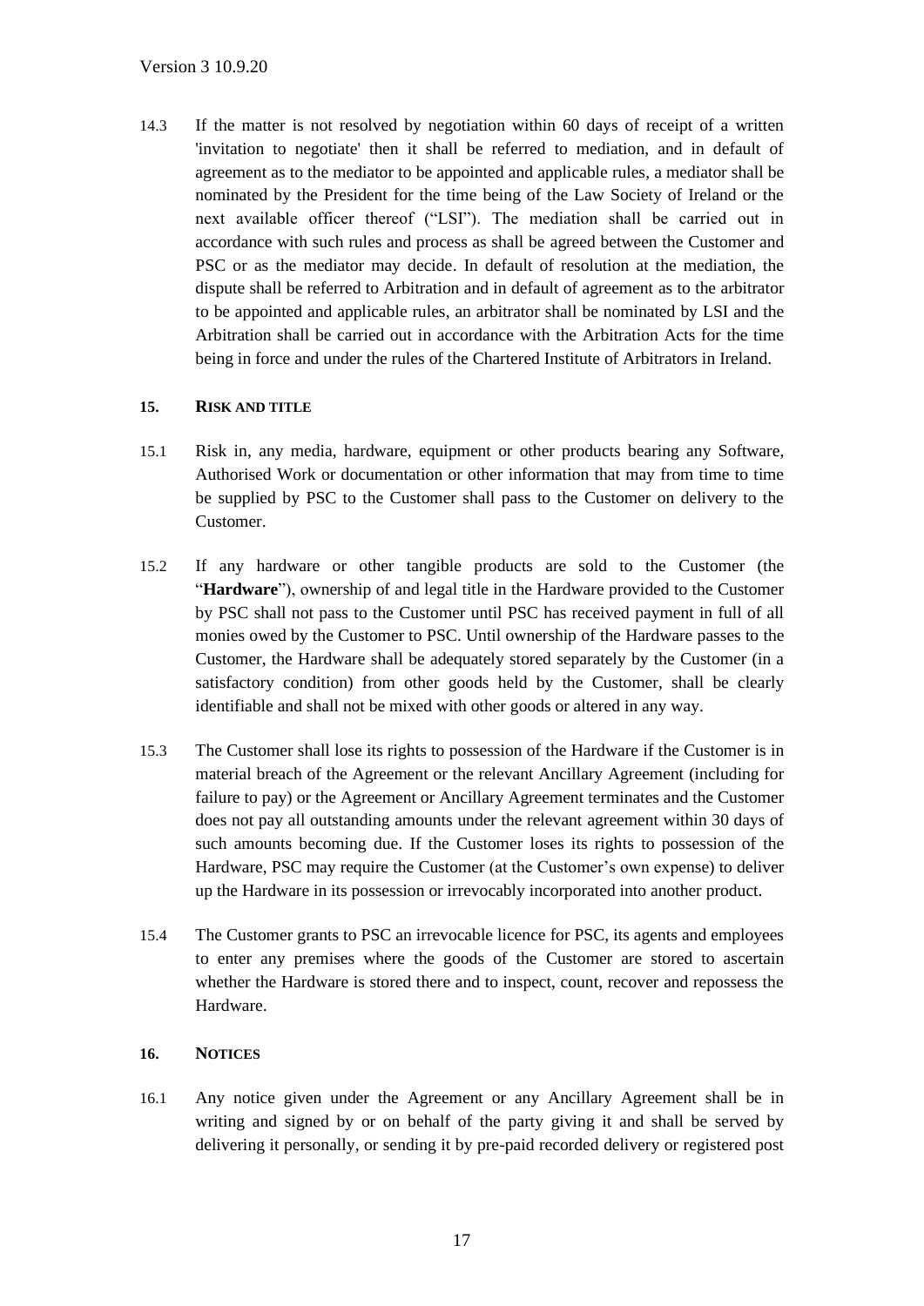14.3 If the matter is not resolved by negotiation within 60 days of receipt of a written 'invitation to negotiate' then it shall be referred to mediation, and in default of agreement as to the mediator to be appointed and applicable rules, a mediator shall be nominated by the President for the time being of the Law Society of Ireland or the next available officer thereof ("LSI"). The mediation shall be carried out in accordance with such rules and process as shall be agreed between the Customer and PSC or as the mediator may decide. In default of resolution at the mediation, the dispute shall be referred to Arbitration and in default of agreement as to the arbitrator to be appointed and applicable rules, an arbitrator shall be nominated by LSI and the Arbitration shall be carried out in accordance with the Arbitration Acts for the time being in force and under the rules of the Chartered Institute of Arbitrators in Ireland.

## 15. RISK AND TITLE

15.1 Risk in, any media, hardware, equipment or other products bearing any Software, Authorised Work or documentation or other information that may from time to time be supplied by PSC to the Customer shall pass to the Customer on delivery to the Customer.

15.2 If any hardware or other tangible products are sold to the Customer (the "**Hardware**"), ownership of and legal title in the Hardware provided to the Customer by PSC shall not pass to the Customer until PSC has received payment in full of all monies owed by the Customer to PSC. Until ownership of the Hardware passes to the Customer, the Hardware shall be adequately stored separately by the Customer (in a satisfactory condition) from other goods held by the Customer, shall be clearly identifiable and shall not be mixed with other goods or altered in any way.

15.3 The Customer shall lose its rights to possession of the Hardware if the Customer is in material breach of the Agreement or the relevant Ancillary Agreement (including for failure to pay) or the Agreement or Ancillary Agreement terminates and the Customer does not pay all outstanding amounts under the relevant agreement within 30 days of such amounts becoming due. If the Customer loses its rights to possession of the Hardware, PSC may require the Customer (at the Customer's own expense) to deliver up the Hardware in its possession or irrevocably incorporated into another product.

15.4 The Customer grants to PSC an irrevocable licence for PSC, its agents and employees to enter any premises where the goods of the Customer are stored to ascertain whether the Hardware is stored there and to inspect, count, recover and repossess the Hardware.

## 16. NOTICES

16.1 Any notice given under the Agreement or any Ancillary Agreement shall be in writing and signed by or on behalf of the party giving it and shall be served by delivering it personally, or sending it by pre-paid recorded delivery or registered post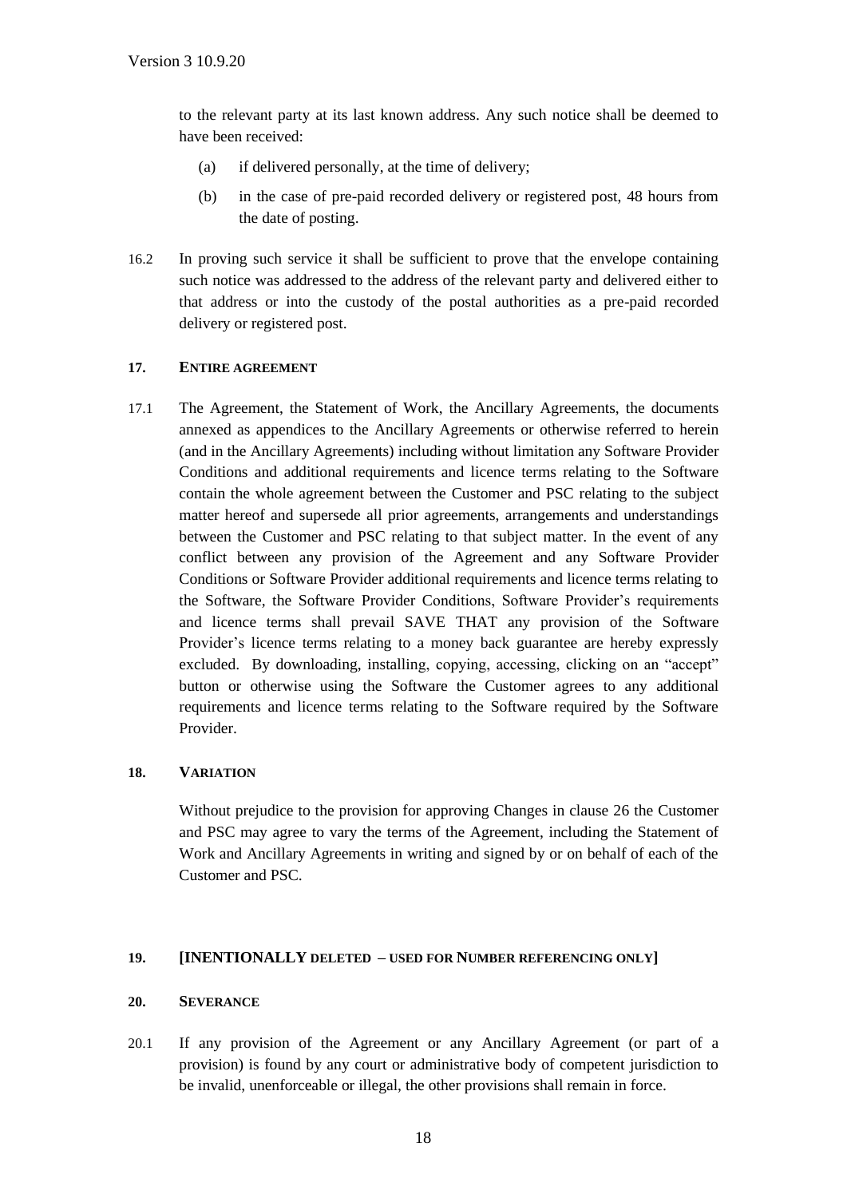to the relevant party at its last known address. Any such notice shall be deemed to have been received:

(a) if delivered personally, at the time of delivery;

(b) in the case of pre-paid recorded delivery or registered post, 48 hours from the date of posting.

16.2 In proving such service it shall be sufficient to prove that the envelope containing such notice was addressed to the address of the relevant party and delivered either to that address or into the custody of the postal authorities as a pre-paid recorded delivery or registered post.

**17. ENTIRE AGREEMENT**

17.1 The Agreement, the Statement of Work, the Ancillary Agreements, the documents annexed as appendices to the Ancillary Agreements or otherwise referred to herein (and in the Ancillary Agreements) including without limitation any Software Provider Conditions and additional requirements and licence terms relating to the Software contain the whole agreement between the Customer and PSC relating to the subject matter hereof and supersede all prior agreements, arrangements and understandings between the Customer and PSC relating to that subject matter. In the event of any conflict between any provision of the Agreement and any Software Provider Conditions or Software Provider additional requirements and licence terms relating to the Software, the Software Provider Conditions, Software Provider's requirements and licence terms shall prevail SAVE THAT any provision of the Software Provider's licence terms relating to a money back guarantee are hereby expressly excluded. By downloading, installing, copying, accessing, clicking on an "accept" button or otherwise using the Software the Customer agrees to any additional requirements and licence terms relating to the Software required by the Software Provider.

**18. VARIATION**

Without prejudice to the provision for approving Changes in clause 26 the Customer and PSC may agree to vary the terms of the Agreement, including the Statement of Work and Ancillary Agreements in writing and signed by or on behalf of each of the Customer and PSC.

**19. [INTENTIONALLY DELETED – USED FOR NUMBER REFERENCING ONLY]**

**20. SEVERANCE**

20.1 If any provision of the Agreement or any Ancillary Agreement (or part of a provision) is found by any court or administrative body of competent jurisdiction to be invalid, unenforceable or illegal, the other provisions shall remain in force.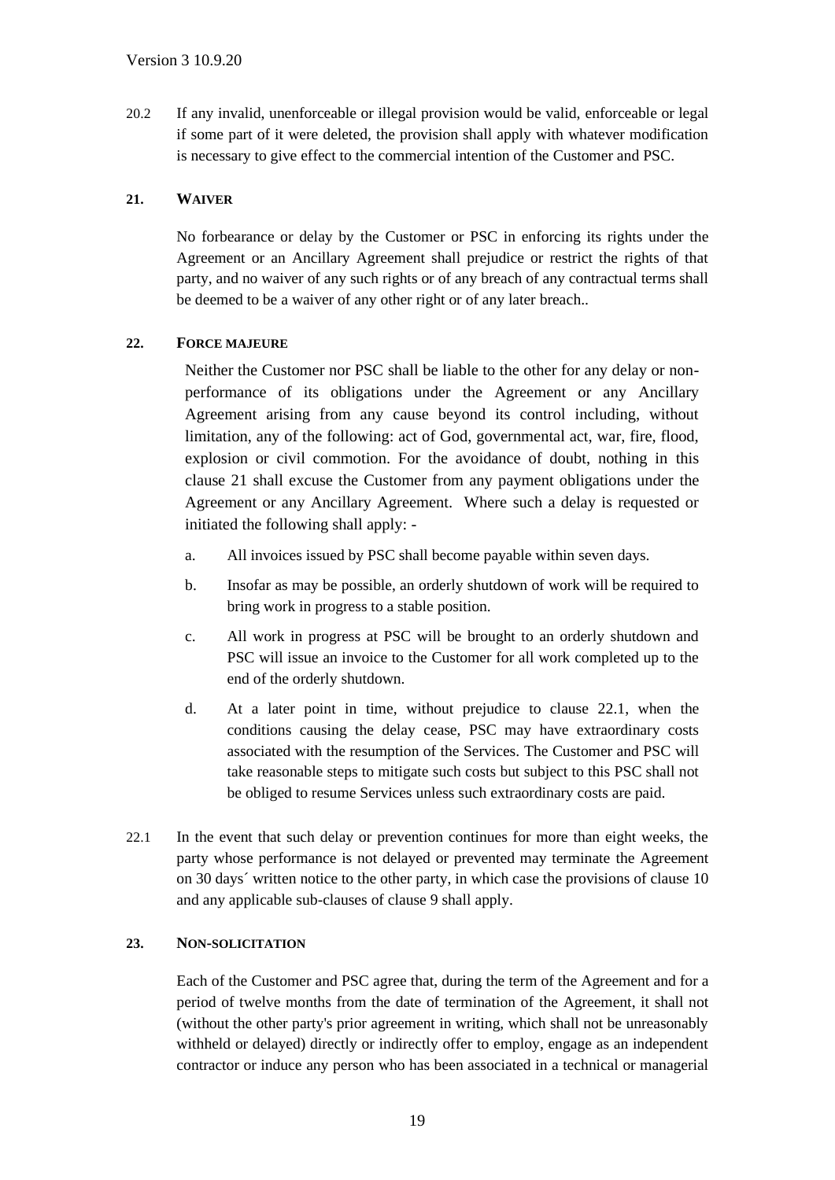20.2 If any invalid, unenforceable or illegal provision would be valid, enforceable or legal if some part of it were deleted, the provision shall apply with whatever modification is necessary to give effect to the commercial intention of the Customer and PSC.

## 21. WAIVER

No forbearance or delay by the Customer or PSC in enforcing its rights under the Agreement or an Ancillary Agreement shall prejudice or restrict the rights of that party, and no waiver of any such rights or of any breach of any contractual terms shall be deemed to be a waiver of any other right or of any later breach..

## 22. FORCE MAJEURE

Neither the Customer nor PSC shall be liable to the other for any delay or non-performance of its obligations under the Agreement or any Ancillary Agreement arising from any cause beyond its control including, without limitation, any of the following: act of God, governmental act, war, fire, flood, explosion or civil commotion. For the avoidance of doubt, nothing in this clause 21 shall excuse the Customer from any payment obligations under the Agreement or any Ancillary Agreement. Where such a delay is requested or initiated the following shall apply: -

a. All invoices issued by PSC shall become payable within seven days.

b. Insofar as may be possible, an orderly shutdown of work will be required to bring work in progress to a stable position.

c. All work in progress at PSC will be brought to an orderly shutdown and PSC will issue an invoice to the Customer for all work completed up to the end of the orderly shutdown.

d. At a later point in time, without prejudice to clause 22.1, when the conditions causing the delay cease, PSC may have extraordinary costs associated with the resumption of the Services. The Customer and PSC will take reasonable steps to mitigate such costs but subject to this PSC shall not be obliged to resume Services unless such extraordinary costs are paid.

22.1 In the event that such delay or prevention continues for more than eight weeks, the party whose performance is not delayed or prevented may terminate the Agreement on 30 days´ written notice to the other party, in which case the provisions of clause 10 and any applicable sub-clauses of clause 9 shall apply.

## 23. NON-SOLICITATION

Each of the Customer and PSC agree that, during the term of the Agreement and for a period of twelve months from the date of termination of the Agreement, it shall not (without the other party's prior agreement in writing, which shall not be unreasonably withheld or delayed) directly or indirectly offer to employ, engage as an independent contractor or induce any person who has been associated in a technical or managerial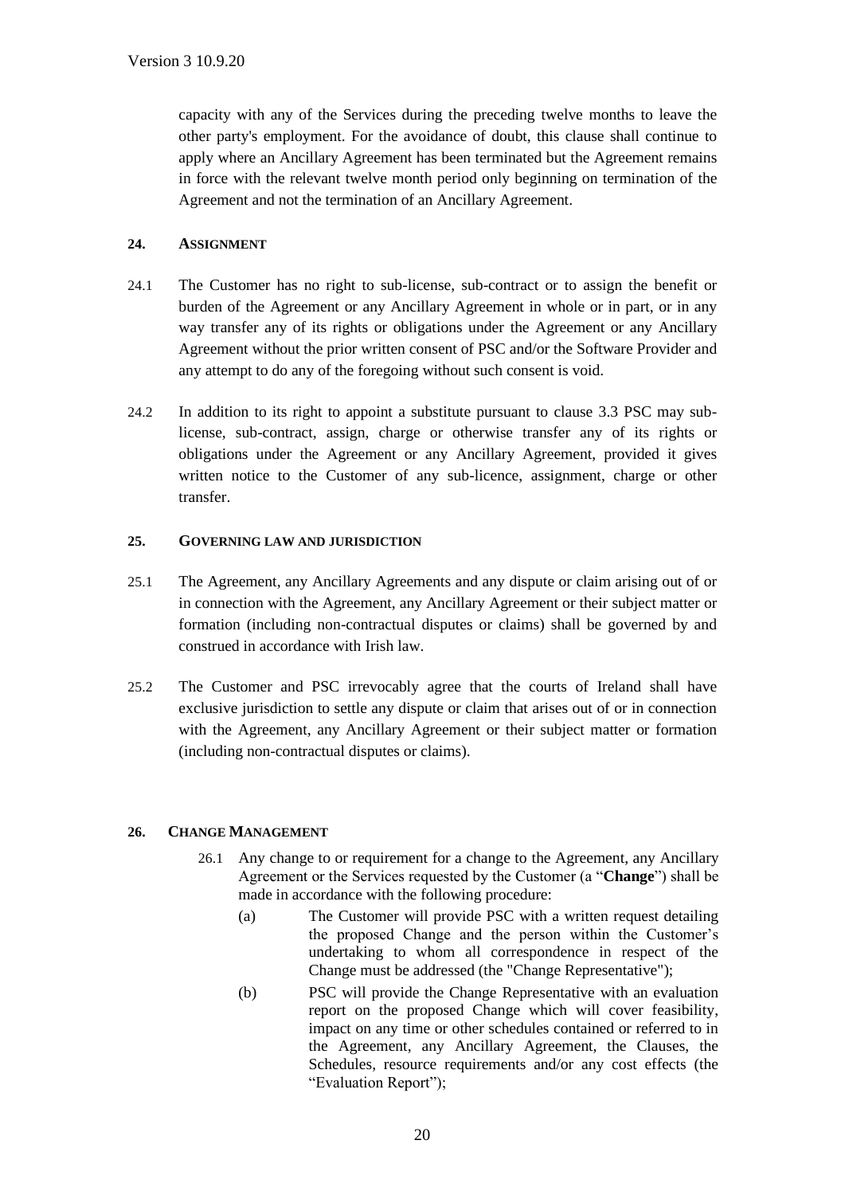capacity with any of the Services during the preceding twelve months to leave the other party's employment. For the avoidance of doubt, this clause shall continue to apply where an Ancillary Agreement has been terminated but the Agreement remains in force with the relevant twelve month period only beginning on termination of the Agreement and not the termination of an Ancillary Agreement.

## 24. ASSIGNMENT

24.1 The Customer has no right to sub-license, sub-contract or to assign the benefit or burden of the Agreement or any Ancillary Agreement in whole or in part, or in any way transfer any of its rights or obligations under the Agreement or any Ancillary Agreement without the prior written consent of PSC and/or the Software Provider and any attempt to do any of the foregoing without such consent is void.

24.2 In addition to its right to appoint a substitute pursuant to clause 3.3 PSC may sub-license, sub-contract, assign, charge or otherwise transfer any of its rights or obligations under the Agreement or any Ancillary Agreement, provided it gives written notice to the Customer of any sub-licence, assignment, charge or other transfer.

## 25. GOVERNING LAW AND JURISDICTION

25.1 The Agreement, any Ancillary Agreements and any dispute or claim arising out of or in connection with the Agreement, any Ancillary Agreement or their subject matter or formation (including non-contractual disputes or claims) shall be governed by and construed in accordance with Irish law.

25.2 The Customer and PSC irrevocably agree that the courts of Ireland shall have exclusive jurisdiction to settle any dispute or claim that arises out of or in connection with the Agreement, any Ancillary Agreement or their subject matter or formation (including non-contractual disputes or claims).

## 26. CHANGE MANAGEMENT

26.1 Any change to or requirement for a change to the Agreement, any Ancillary Agreement or the Services requested by the Customer (a "**Change**") shall be made in accordance with the following procedure:

(a) The Customer will provide PSC with a written request detailing the proposed Change and the person within the Customer's undertaking to whom all correspondence in respect of the Change must be addressed (the "Change Representative");

(b) PSC will provide the Change Representative with an evaluation report on the proposed Change which will cover feasibility, impact on any time or other schedules contained or referred to in the Agreement, any Ancillary Agreement, the Clauses, the Schedules, resource requirements and/or any cost effects (the "Evaluation Report");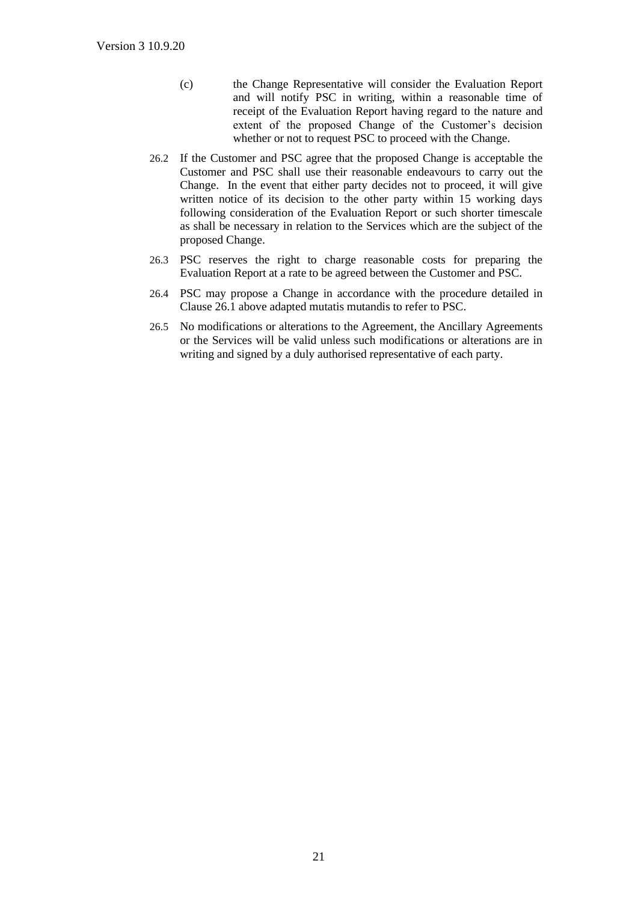(c) the Change Representative will consider the Evaluation Report and will notify PSC in writing, within a reasonable time of receipt of the Evaluation Report having regard to the nature and extent of the proposed Change of the Customer's decision whether or not to request PSC to proceed with the Change.

26.2 If the Customer and PSC agree that the proposed Change is acceptable the Customer and PSC shall use their reasonable endeavours to carry out the Change. In the event that either party decides not to proceed, it will give written notice of its decision to the other party within 15 working days following consideration of the Evaluation Report or such shorter timescale as shall be necessary in relation to the Services which are the subject of the proposed Change.

26.3 PSC reserves the right to charge reasonable costs for preparing the Evaluation Report at a rate to be agreed between the Customer and PSC.

26.4 PSC may propose a Change in accordance with the procedure detailed in Clause 26.1 above adapted mutatis mutandis to refer to PSC.

26.5 No modifications or alterations to the Agreement, the Ancillary Agreements or the Services will be valid unless such modifications or alterations are in writing and signed by a duly authorised representative of each party.